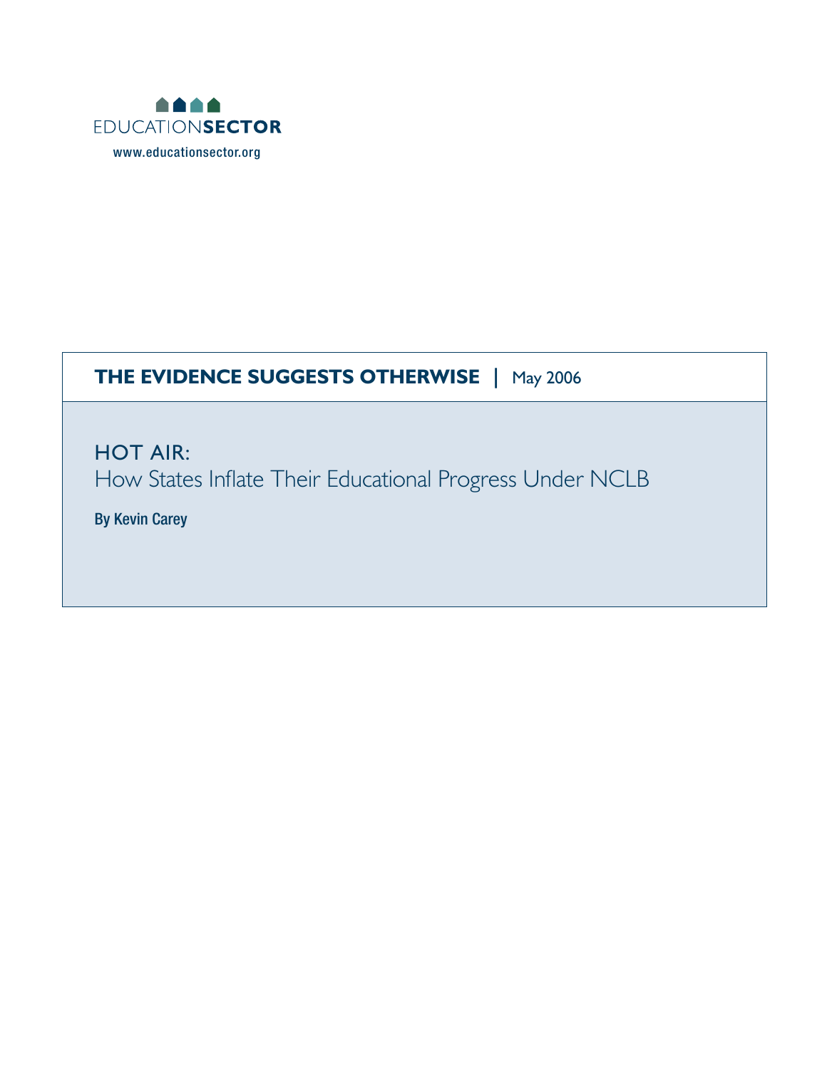EDUCATION**SECTOR**

www.educationsector.org

**THE EVIDENCE SUGGESTS OTHERWISE** | May 2006

# HOT AIR:
## How States Inflate Their Educational Progress Under NCLB

**By Kevin Carey**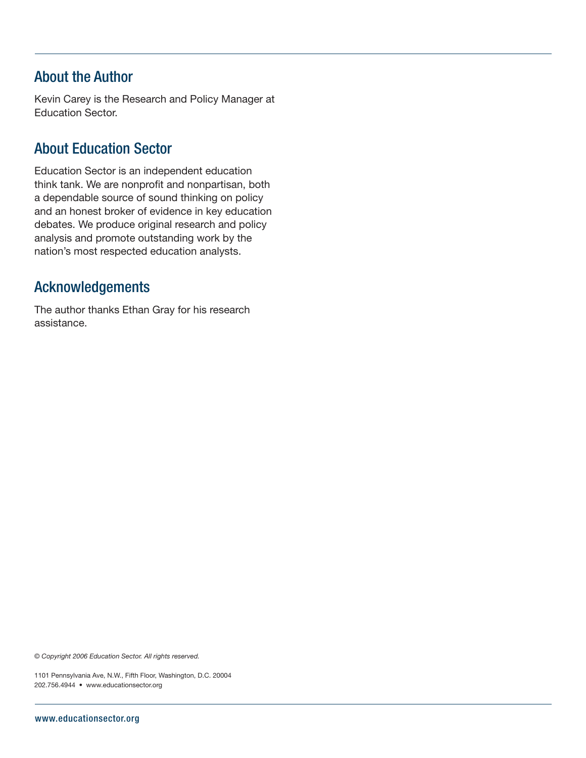## About the Author

Kevin Carey is the Research and Policy Manager at Education Sector.

## About Education Sector

Education Sector is an independent education think tank. We are nonprofit and nonpartisan, both a dependable source of sound thinking on policy and an honest broker of evidence in key education debates. We produce original research and policy analysis and promote outstanding work by the nation's most respected education analysts.

## Acknowledgements

The author thanks Ethan Gray for his research assistance.

*© Copyright 2006 Education Sector. All rights reserved.*

1101 Pennsylvania Ave, N.W., Fifth Floor, Washington, D.C. 20004
202.756.4944 • www.educationsector.org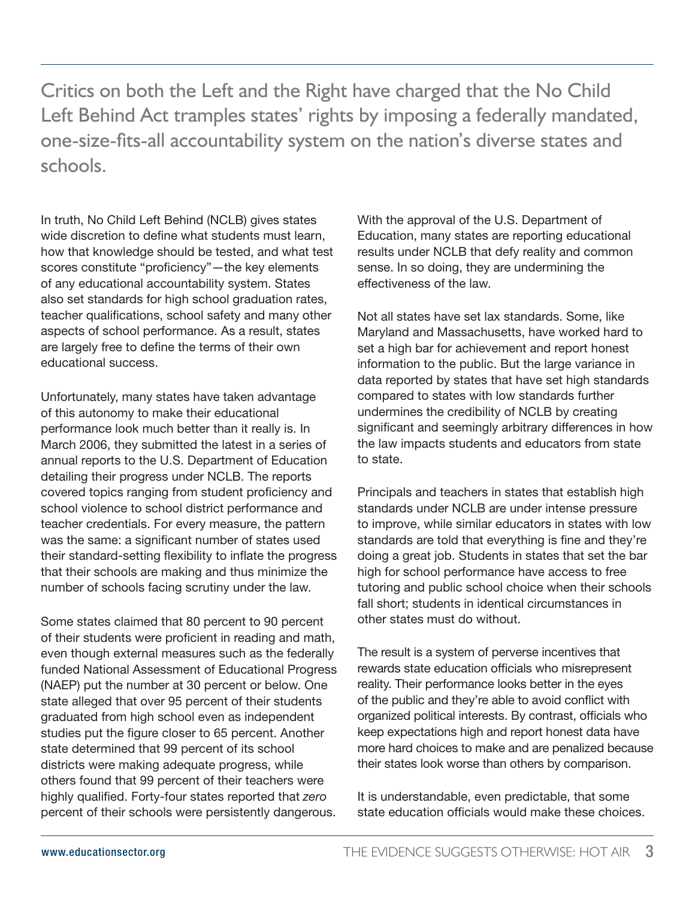Critics on both the Left and the Right have charged that the No Child Left Behind Act tramples states' rights by imposing a federally mandated, one-size-fits-all accountability system on the nation's diverse states and schools.

In truth, No Child Left Behind (NCLB) gives states wide discretion to define what students must learn, how that knowledge should be tested, and what test scores constitute "proficiency"—the key elements of any educational accountability system. States also set standards for high school graduation rates, teacher qualifications, school safety and many other aspects of school performance. As a result, states are largely free to define the terms of their own educational success.

Unfortunately, many states have taken advantage of this autonomy to make their educational performance look much better than it really is. In March 2006, they submitted the latest in a series of annual reports to the U.S. Department of Education detailing their progress under NCLB. The reports covered topics ranging from student proficiency and school violence to school district performance and teacher credentials. For every measure, the pattern was the same: a significant number of states used their standard-setting flexibility to inflate the progress that their schools are making and thus minimize the number of schools facing scrutiny under the law.

Some states claimed that 80 percent to 90 percent of their students were proficient in reading and math, even though external measures such as the federally funded National Assessment of Educational Progress (NAEP) put the number at 30 percent or below. One state alleged that over 95 percent of their students graduated from high school even as independent studies put the figure closer to 65 percent. Another state determined that 99 percent of its school districts were making adequate progress, while others found that 99 percent of their teachers were highly qualified. Forty-four states reported that *zero* percent of their schools were persistently dangerous.

With the approval of the U.S. Department of Education, many states are reporting educational results under NCLB that defy reality and common sense. In so doing, they are undermining the effectiveness of the law.

Not all states have set lax standards. Some, like Maryland and Massachusetts, have worked hard to set a high bar for achievement and report honest information to the public. But the large variance in data reported by states that have set high standards compared to states with low standards further undermines the credibility of NCLB by creating significant and seemingly arbitrary differences in how the law impacts students and educators from state to state.

Principals and teachers in states that establish high standards under NCLB are under intense pressure to improve, while similar educators in states with low standards are told that everything is fine and they're doing a great job. Students in states that set the bar high for school performance have access to free tutoring and public school choice when their schools fall short; students in identical circumstances in other states must do without.

The result is a system of perverse incentives that rewards state education officials who misrepresent reality. Their performance looks better in the eyes of the public and they're able to avoid conflict with organized political interests. By contrast, officials who keep expectations high and report honest data have more hard choices to make and are penalized because their states look worse than others by comparison.

It is understandable, even predictable, that some state education officials would make these choices.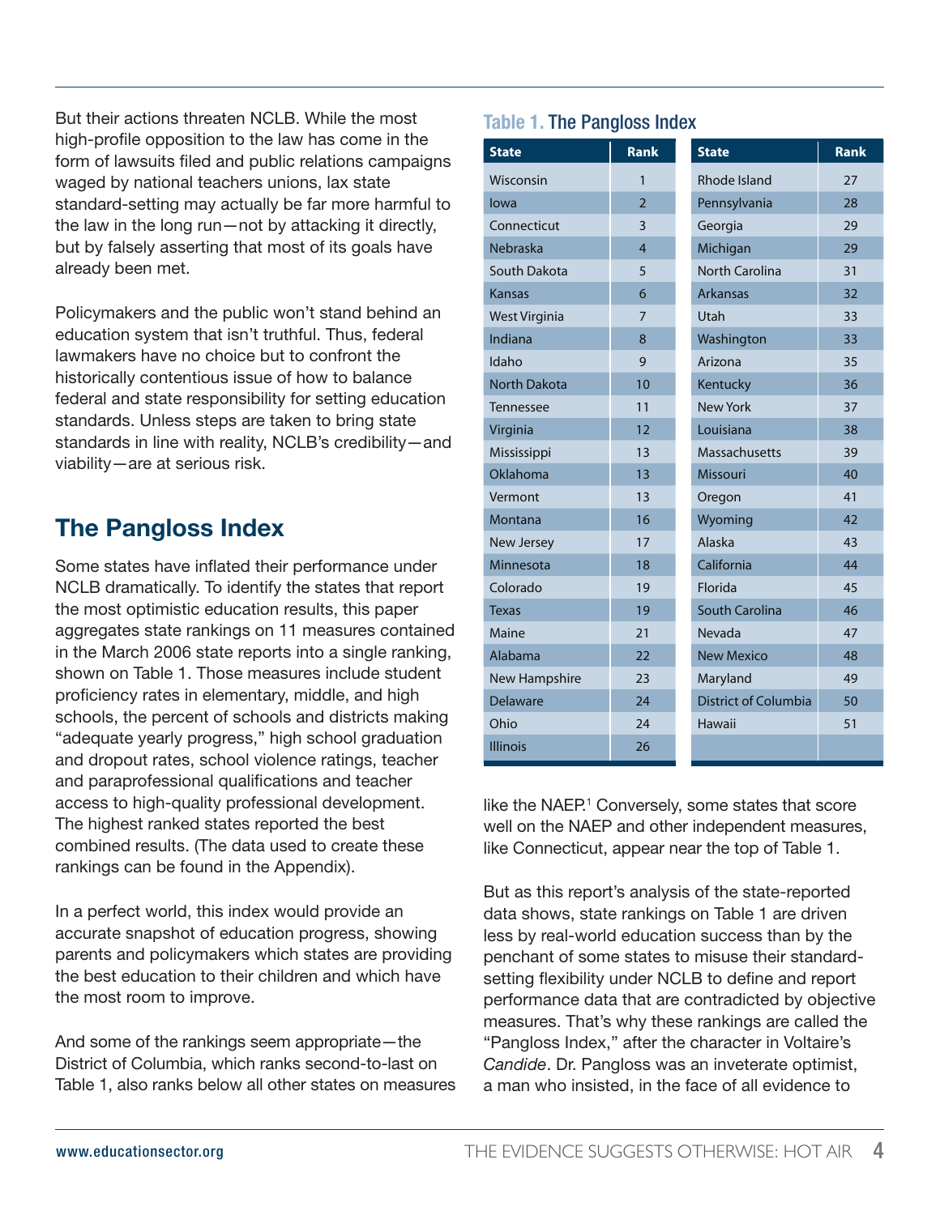But their actions threaten NCLB. While the most high-profile opposition to the law has come in the form of lawsuits filed and public relations campaigns waged by national teachers unions, lax state standard-setting may actually be far more harmful to the law in the long run—not by attacking it directly, but by falsely asserting that most of its goals have already been met.

Policymakers and the public won't stand behind an education system that isn't truthful. Thus, federal lawmakers have no choice but to confront the historically contentious issue of how to balance federal and state responsibility for setting education standards. Unless steps are taken to bring state standards in line with reality, NCLB's credibility—and viability—are at serious risk.

## The Pangloss Index

Some states have inflated their performance under NCLB dramatically. To identify the states that report the most optimistic education results, this paper aggregates state rankings on 11 measures contained in the March 2006 state reports into a single ranking, shown on Table 1. Those measures include student proficiency rates in elementary, middle, and high schools, the percent of schools and districts making "adequate yearly progress," high school graduation and dropout rates, school violence ratings, teacher and paraprofessional qualifications and teacher access to high-quality professional development. The highest ranked states reported the best combined results. (The data used to create these rankings can be found in the Appendix).

In a perfect world, this index would provide an accurate snapshot of education progress, showing parents and policymakers which states are providing the best education to their children and which have the most room to improve.

And some of the rankings seem appropriate—the District of Columbia, which ranks second-to-last on Table 1, also ranks below all other states on measures like the NAEP.[1] Conversely, some states that score well on the NAEP and other independent measures, like Connecticut, appear near the top of Table 1.

**Table 1. The Pangloss Index**

| State | Rank | State | Rank |
|---|---|---|---|
| Wisconsin | 1 | Rhode Island | 27 |
| Iowa | 2 | Pennsylvania | 28 |
| Connecticut | 3 | Georgia | 29 |
| Nebraska | 4 | Michigan | 29 |
| South Dakota | 5 | North Carolina | 31 |
| Kansas | 6 | Arkansas | 32 |
| West Virginia | 7 | Utah | 33 |
| Indiana | 8 | Washington | 33 |
| Idaho | 9 | Arizona | 35 |
| North Dakota | 10 | Kentucky | 36 |
| Tennessee | 11 | New York | 37 |
| Virginia | 12 | Louisiana | 38 |
| Mississippi | 13 | Massachusetts | 39 |
| Oklahoma | 13 | Missouri | 40 |
| Vermont | 13 | Oregon | 41 |
| Montana | 16 | Wyoming | 42 |
| New Jersey | 17 | Alaska | 43 |
| Minnesota | 18 | California | 44 |
| Colorado | 19 | Florida | 45 |
| Texas | 19 | South Carolina | 46 |
| Maine | 21 | Nevada | 47 |
| Alabama | 22 | New Mexico | 48 |
| New Hampshire | 23 | Maryland | 49 |
| Delaware | 24 | District of Columbia | 50 |
| Ohio | 24 | Hawaii | 51 |
| Illinois | 26 | | |

But as this report's analysis of the state-reported data shows, state rankings on Table 1 are driven less by real-world education success than by the penchant of some states to misuse their standard-setting flexibility under NCLB to define and report performance data that are contradicted by objective measures. That's why these rankings are called the "Pangloss Index," after the character in Voltaire's *Candide*. Dr. Pangloss was an inveterate optimist, a man who insisted, in the face of all evidence to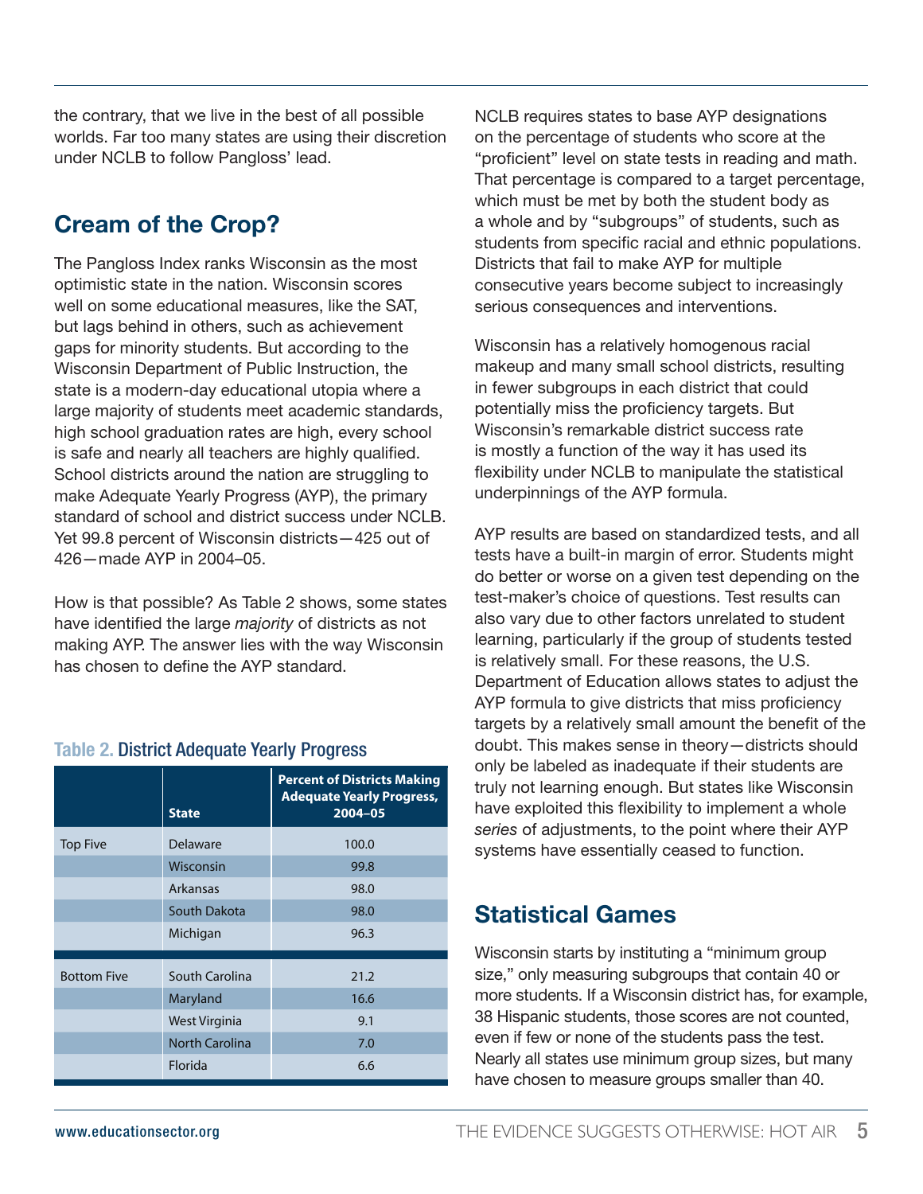the contrary, that we live in the best of all possible worlds. Far too many states are using their discretion under NCLB to follow Pangloss' lead.

## Cream of the Crop?

The Pangloss Index ranks Wisconsin as the most optimistic state in the nation. Wisconsin scores well on some educational measures, like the SAT, but lags behind in others, such as achievement gaps for minority students. But according to the Wisconsin Department of Public Instruction, the state is a modern-day educational utopia where a large majority of students meet academic standards, high school graduation rates are high, every school is safe and nearly all teachers are highly qualified. School districts around the nation are struggling to make Adequate Yearly Progress (AYP), the primary standard of school and district success under NCLB. Yet 99.8 percent of Wisconsin districts—425 out of 426—made AYP in 2004–05.

How is that possible? As Table 2 shows, some states have identified the large *majority* of districts as not making AYP. The answer lies with the way Wisconsin has chosen to define the AYP standard.

**Table 2. District Adequate Yearly Progress**

| | State | Percent of Districts Making Adequate Yearly Progress, 2004–05 |
|---|---|---|
| Top Five | Delaware | 100.0 |
| | Wisconsin | 99.8 |
| | Arkansas | 98.0 |
| | South Dakota | 98.0 |
| | Michigan | 96.3 |
| Bottom Five | South Carolina | 21.2 |
| | Maryland | 16.6 |
| | West Virginia | 9.1 |
| | North Carolina | 7.0 |
| | Florida | 6.6 |

NCLB requires states to base AYP designations on the percentage of students who score at the "proficient" level on state tests in reading and math. That percentage is compared to a target percentage, which must be met by both the student body as a whole and by "subgroups" of students, such as students from specific racial and ethnic populations. Districts that fail to make AYP for multiple consecutive years become subject to increasingly serious consequences and interventions.

Wisconsin has a relatively homogenous racial makeup and many small school districts, resulting in fewer subgroups in each district that could potentially miss the proficiency targets. But Wisconsin's remarkable district success rate is mostly a function of the way it has used its flexibility under NCLB to manipulate the statistical underpinnings of the AYP formula.

AYP results are based on standardized tests, and all tests have a built-in margin of error. Students might do better or worse on a given test depending on the test-maker's choice of questions. Test results can also vary due to other factors unrelated to student learning, particularly if the group of students tested is relatively small. For these reasons, the U.S. Department of Education allows states to adjust the AYP formula to give districts that miss proficiency targets by a relatively small amount the benefit of the doubt. This makes sense in theory—districts should only be labeled as inadequate if their students are truly not learning enough. But states like Wisconsin have exploited this flexibility to implement a whole *series* of adjustments, to the point where their AYP systems have essentially ceased to function.

## Statistical Games

Wisconsin starts by instituting a "minimum group size," only measuring subgroups that contain 40 or more students. If a Wisconsin district has, for example, 38 Hispanic students, those scores are not counted, even if few or none of the students pass the test. Nearly all states use minimum group sizes, but many have chosen to measure groups smaller than 40.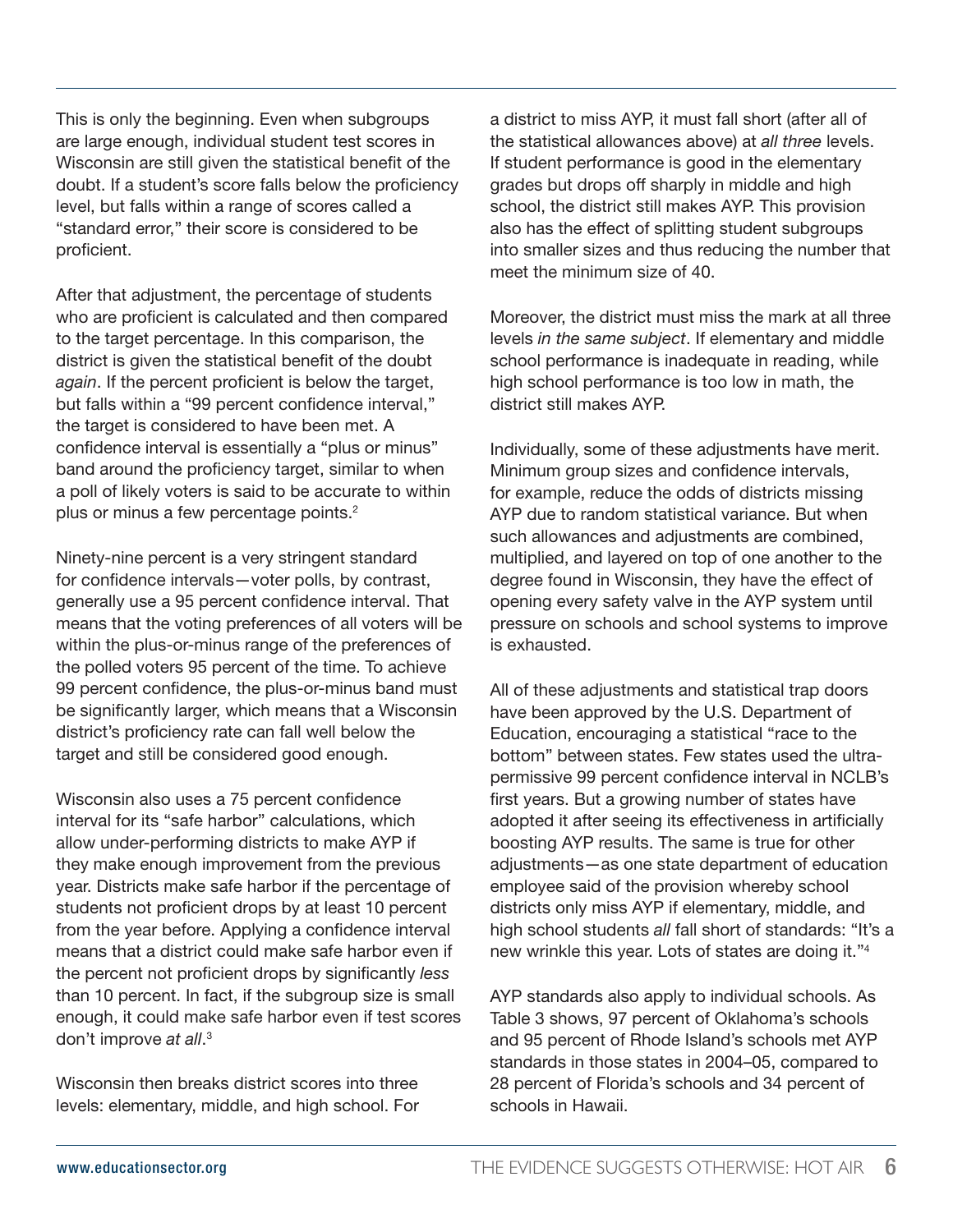This is only the beginning. Even when subgroups are large enough, individual student test scores in Wisconsin are still given the statistical benefit of the doubt. If a student's score falls below the proficiency level, but falls within a range of scores called a "standard error," their score is considered to be proficient.

After that adjustment, the percentage of students who are proficient is calculated and then compared to the target percentage. In this comparison, the district is given the statistical benefit of the doubt *again*. If the percent proficient is below the target, but falls within a "99 percent confidence interval," the target is considered to have been met. A confidence interval is essentially a "plus or minus" band around the proficiency target, similar to when a poll of likely voters is said to be accurate to within plus or minus a few percentage points.[2]

Ninety-nine percent is a very stringent standard for confidence intervals—voter polls, by contrast, generally use a 95 percent confidence interval. That means that the voting preferences of all voters will be within the plus-or-minus range of the preferences of the polled voters 95 percent of the time. To achieve 99 percent confidence, the plus-or-minus band must be significantly larger, which means that a Wisconsin district's proficiency rate can fall well below the target and still be considered good enough.

Wisconsin also uses a 75 percent confidence interval for its "safe harbor" calculations, which allow under-performing districts to make AYP if they make enough improvement from the previous year. Districts make safe harbor if the percentage of students not proficient drops by at least 10 percent from the year before. Applying a confidence interval means that a district could make safe harbor even if the percent not proficient drops by significantly *less* than 10 percent. In fact, if the subgroup size is small enough, it could make safe harbor even if test scores don't improve *at all*.[3]

Wisconsin then breaks district scores into three levels: elementary, middle, and high school. For a district to miss AYP, it must fall short (after all of the statistical allowances above) at *all three* levels. If student performance is good in the elementary grades but drops off sharply in middle and high school, the district still makes AYP. This provision also has the effect of splitting student subgroups into smaller sizes and thus reducing the number that meet the minimum size of 40.

Moreover, the district must miss the mark at all three levels *in the same subject*. If elementary and middle school performance is inadequate in reading, while high school performance is too low in math, the district still makes AYP.

Individually, some of these adjustments have merit. Minimum group sizes and confidence intervals, for example, reduce the odds of districts missing AYP due to random statistical variance. But when such allowances and adjustments are combined, multiplied, and layered on top of one another to the degree found in Wisconsin, they have the effect of opening every safety valve in the AYP system until pressure on schools and school systems to improve is exhausted.

All of these adjustments and statistical trap doors have been approved by the U.S. Department of Education, encouraging a statistical "race to the bottom" between states. Few states used the ultra-permissive 99 percent confidence interval in NCLB's first years. But a growing number of states have adopted it after seeing its effectiveness in artificially boosting AYP results. The same is true for other adjustments—as one state department of education employee said of the provision whereby school districts only miss AYP if elementary, middle, and high school students *all* fall short of standards: "It's a new wrinkle this year. Lots of states are doing it."[4]

AYP standards also apply to individual schools. As Table 3 shows, 97 percent of Oklahoma's schools and 95 percent of Rhode Island's schools met AYP standards in those states in 2004–05, compared to 28 percent of Florida's schools and 34 percent of schools in Hawaii.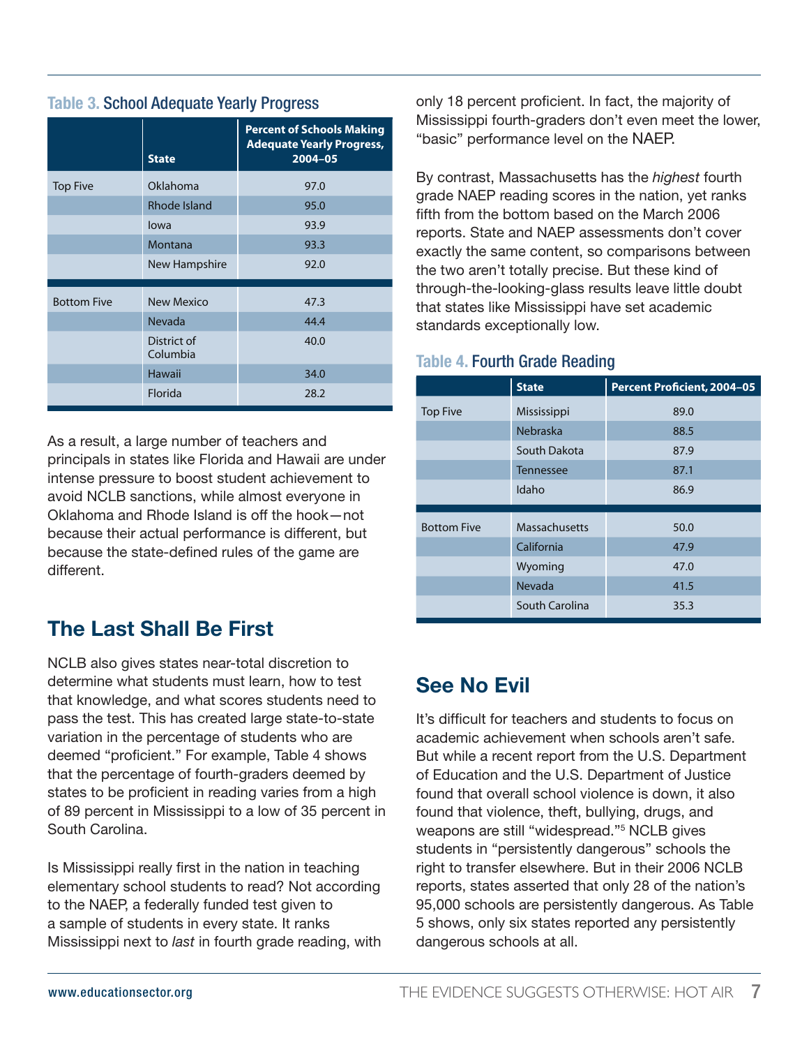**Table 3.** School Adequate Yearly Progress

| | State | Percent of Schools Making Adequate Yearly Progress, 2004–05 |
|---|---|---|
| Top Five | Oklahoma | 97.0 |
| | Rhode Island | 95.0 |
| | Iowa | 93.9 |
| | Montana | 93.3 |
| | New Hampshire | 92.0 |
| Bottom Five | New Mexico | 47.3 |
| | Nevada | 44.4 |
| | District of Columbia | 40.0 |
| | Hawaii | 34.0 |
| | Florida | 28.2 |

As a result, a large number of teachers and principals in states like Florida and Hawaii are under intense pressure to boost student achievement to avoid NCLB sanctions, while almost everyone in Oklahoma and Rhode Island is off the hook—not because their actual performance is different, but because the state-defined rules of the game are different.

## The Last Shall Be First

NCLB also gives states near-total discretion to determine what students must learn, how to test that knowledge, and what scores students need to pass the test. This has created large state-to-state variation in the percentage of students who are deemed "proficient." For example, Table 4 shows that the percentage of fourth-graders deemed by states to be proficient in reading varies from a high of 89 percent in Mississippi to a low of 35 percent in South Carolina.

Is Mississippi really first in the nation in teaching elementary school students to read? Not according to the NAEP, a federally funded test given to a sample of students in every state. It ranks Mississippi next to *last* in fourth grade reading, with only 18 percent proficient. In fact, the majority of Mississippi fourth-graders don't even meet the lower, "basic" performance level on the NAEP.

By contrast, Massachusetts has the *highest* fourth grade NAEP reading scores in the nation, yet ranks fifth from the bottom based on the March 2006 reports. State and NAEP assessments don't cover exactly the same content, so comparisons between the two aren't totally precise. But these kind of through-the-looking-glass results leave little doubt that states like Mississippi have set academic standards exceptionally low.

**Table 4.** Fourth Grade Reading

| | State | Percent Proficient, 2004–05 |
|---|---|---|
| Top Five | Mississippi | 89.0 |
| | Nebraska | 88.5 |
| | South Dakota | 87.9 |
| | Tennessee | 87.1 |
| | Idaho | 86.9 |
| Bottom Five | Massachusetts | 50.0 |
| | California | 47.9 |
| | Wyoming | 47.0 |
| | Nevada | 41.5 |
| | South Carolina | 35.3 |

## See No Evil

It's difficult for teachers and students to focus on academic achievement when schools aren't safe. But while a recent report from the U.S. Department of Education and the U.S. Department of Justice found that overall school violence is down, it also found that violence, theft, bullying, drugs, and weapons are still "widespread."[5] NCLB gives students in "persistently dangerous" schools the right to transfer elsewhere. But in their 2006 NCLB reports, states asserted that only 28 of the nation's 95,000 schools are persistently dangerous. As Table 5 shows, only six states reported any persistently dangerous schools at all.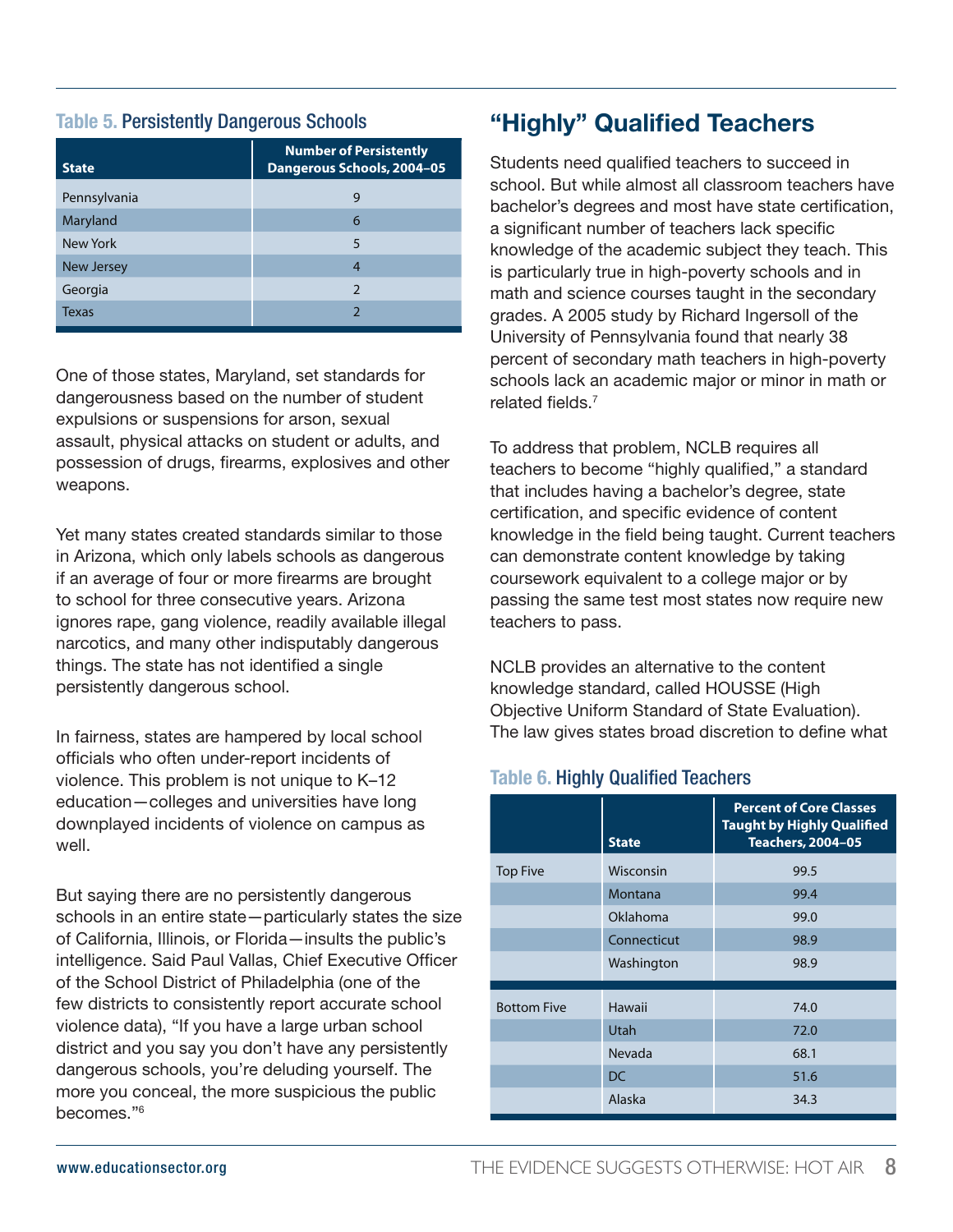**Table 5.** Persistently Dangerous Schools

| State | Number of Persistently Dangerous Schools, 2004–05 |
| --- | --- |
| Pennsylvania | 9 |
| Maryland | 6 |
| New York | 5 |
| New Jersey | 4 |
| Georgia | 2 |
| Texas | 2 |

One of those states, Maryland, set standards for dangerousness based on the number of student expulsions or suspensions for arson, sexual assault, physical attacks on student or adults, and possession of drugs, firearms, explosives and other weapons.

Yet many states created standards similar to those in Arizona, which only labels schools as dangerous if an average of four or more firearms are brought to school for three consecutive years. Arizona ignores rape, gang violence, readily available illegal narcotics, and many other indisputably dangerous things. The state has not identified a single persistently dangerous school.

In fairness, states are hampered by local school officials who often under-report incidents of violence. This problem is not unique to K–12 education—colleges and universities have long downplayed incidents of violence on campus as well.

But saying there are no persistently dangerous schools in an entire state—particularly states the size of California, Illinois, or Florida—insults the public's intelligence. Said Paul Vallas, Chief Executive Officer of the School District of Philadelphia (one of the few districts to consistently report accurate school violence data), "If you have a large urban school district and you say you don't have any persistently dangerous schools, you're deluding yourself. The more you conceal, the more suspicious the public becomes."[6]

## "Highly" Qualified Teachers

Students need qualified teachers to succeed in school. But while almost all classroom teachers have bachelor's degrees and most have state certification, a significant number of teachers lack specific knowledge of the academic subject they teach. This is particularly true in high-poverty schools and in math and science courses taught in the secondary grades. A 2005 study by Richard Ingersoll of the University of Pennsylvania found that nearly 38 percent of secondary math teachers in high-poverty schools lack an academic major or minor in math or related fields.[7]

To address that problem, NCLB requires all teachers to become "highly qualified," a standard that includes having a bachelor's degree, state certification, and specific evidence of content knowledge in the field being taught. Current teachers can demonstrate content knowledge by taking coursework equivalent to a college major or by passing the same test most states now require new teachers to pass.

NCLB provides an alternative to the content knowledge standard, called HOUSSE (High Objective Uniform Standard of State Evaluation). The law gives states broad discretion to define what

**Table 6.** Highly Qualified Teachers

| | State | Percent of Core Classes Taught by Highly Qualified Teachers, 2004–05 |
| --- | --- | --- |
| Top Five | Wisconsin | 99.5 |
| | Montana | 99.4 |
| | Oklahoma | 99.0 |
| | Connecticut | 98.9 |
| | Washington | 98.9 |
| Bottom Five | Hawaii | 74.0 |
| | Utah | 72.0 |
| | Nevada | 68.1 |
| | DC | 51.6 |
| | Alaska | 34.3 |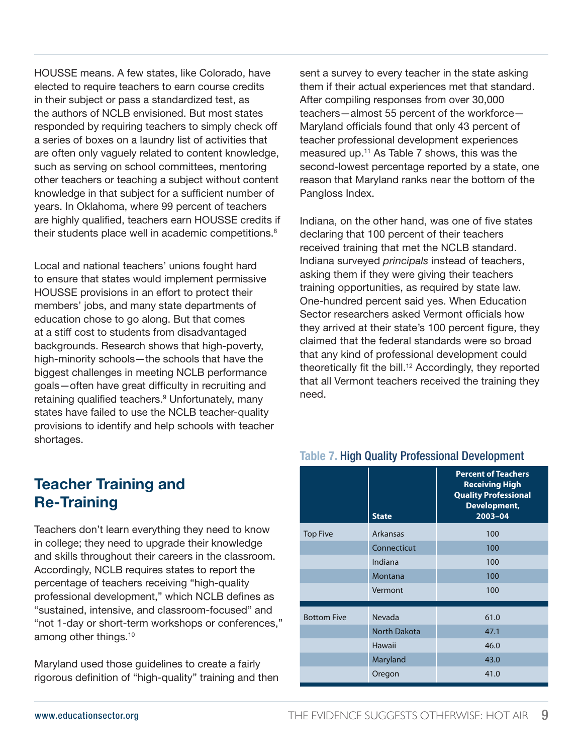HOUSSE means. A few states, like Colorado, have elected to require teachers to earn course credits in their subject or pass a standardized test, as the authors of NCLB envisioned. But most states responded by requiring teachers to simply check off a series of boxes on a laundry list of activities that are often only vaguely related to content knowledge, such as serving on school committees, mentoring other teachers or teaching a subject without content knowledge in that subject for a sufficient number of years. In Oklahoma, where 99 percent of teachers are highly qualified, teachers earn HOUSSE credits if their students place well in academic competitions.[8]

Local and national teachers' unions fought hard to ensure that states would implement permissive HOUSSE provisions in an effort to protect their members' jobs, and many state departments of education chose to go along. But that comes at a stiff cost to students from disadvantaged backgrounds. Research shows that high-poverty, high-minority schools—the schools that have the biggest challenges in meeting NCLB performance goals—often have great difficulty in recruiting and retaining qualified teachers.[9] Unfortunately, many states have failed to use the NCLB teacher-quality provisions to identify and help schools with teacher shortages.

## Teacher Training and Re-Training

Teachers don't learn everything they need to know in college; they need to upgrade their knowledge and skills throughout their careers in the classroom. Accordingly, NCLB requires states to report the percentage of teachers receiving "high-quality professional development," which NCLB defines as "sustained, intensive, and classroom-focused" and "not 1-day or short-term workshops or conferences," among other things.[10]

Maryland used those guidelines to create a fairly rigorous definition of "high-quality" training and then sent a survey to every teacher in the state asking them if their actual experiences met that standard. After compiling responses from over 30,000 teachers—almost 55 percent of the workforce—Maryland officials found that only 43 percent of teacher professional development experiences measured up.[11] As Table 7 shows, this was the second-lowest percentage reported by a state, one reason that Maryland ranks near the bottom of the Pangloss Index.

Indiana, on the other hand, was one of five states declaring that 100 percent of their teachers received training that met the NCLB standard. Indiana surveyed *principals* instead of teachers, asking them if they were giving their teachers training opportunities, as required by state law. One-hundred percent said yes. When Education Sector researchers asked Vermont officials how they arrived at their state's 100 percent figure, they claimed that the federal standards were so broad that any kind of professional development could theoretically fit the bill.[12] Accordingly, they reported that all Vermont teachers received the training they need.

**Table 7.** High Quality Professional Development

| | State | Percent of Teachers Receiving High Quality Professional Development, 2003–04 |
|---|---|---|
| Top Five | Arkansas | 100 |
| | Connecticut | 100 |
| | Indiana | 100 |
| | Montana | 100 |
| | Vermont | 100 |
| Bottom Five | Nevada | 61.0 |
| | North Dakota | 47.1 |
| | Hawaii | 46.0 |
| | Maryland | 43.0 |
| | Oregon | 41.0 |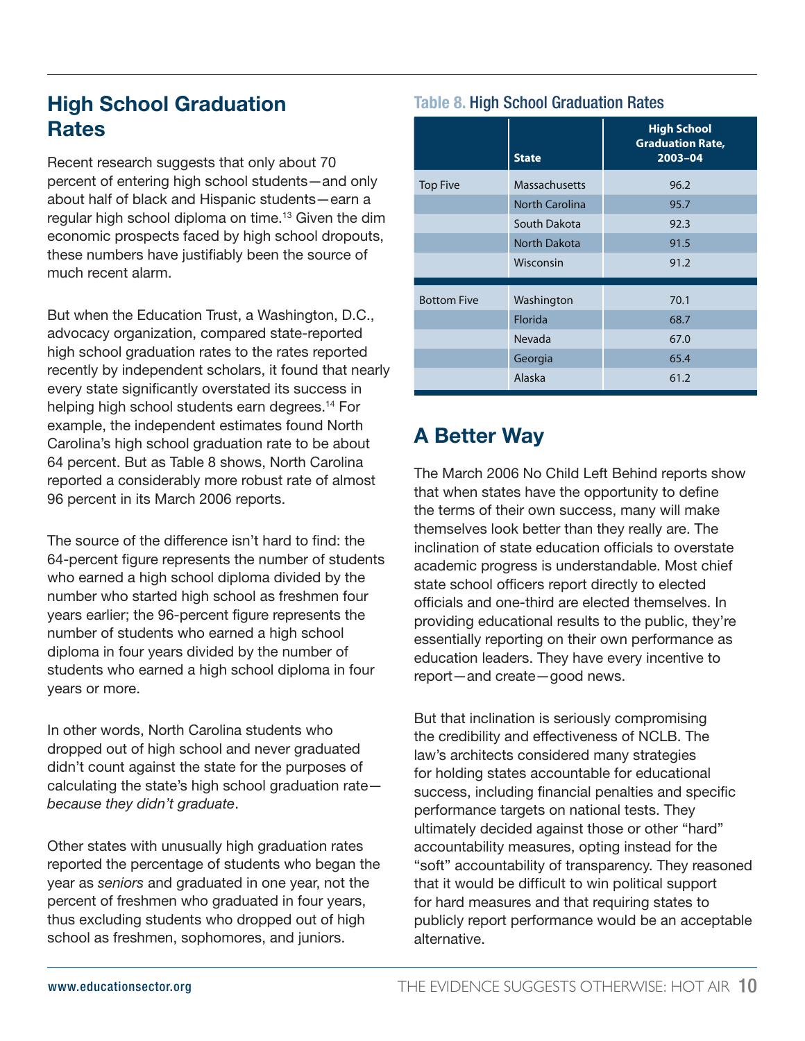## High School Graduation Rates

Recent research suggests that only about 70 percent of entering high school students—and only about half of black and Hispanic students—earn a regular high school diploma on time.[13] Given the dim economic prospects faced by high school dropouts, these numbers have justifiably been the source of much recent alarm.

But when the Education Trust, a Washington, D.C., advocacy organization, compared state-reported high school graduation rates to the rates reported recently by independent scholars, it found that nearly every state significantly overstated its success in helping high school students earn degrees.[14] For example, the independent estimates found North Carolina's high school graduation rate to be about 64 percent. But as Table 8 shows, North Carolina reported a considerably more robust rate of almost 96 percent in its March 2006 reports.

The source of the difference isn't hard to find: the 64-percent figure represents the number of students who earned a high school diploma divided by the number who started high school as freshmen four years earlier; the 96-percent figure represents the number of students who earned a high school diploma in four years divided by the number of students who earned a high school diploma in four years or more.

In other words, North Carolina students who dropped out of high school and never graduated didn't count against the state for the purposes of calculating the state's high school graduation rate—*because they didn't graduate*.

Other states with unusually high graduation rates reported the percentage of students who began the year as *seniors* and graduated in one year, not the percent of freshmen who graduated in four years, thus excluding students who dropped out of high school as freshmen, sophomores, and juniors.

**Table 8.** High School Graduation Rates

| | State | High School Graduation Rate, 2003–04 |
|---|---|---|
| Top Five | Massachusetts | 96.2 |
| | North Carolina | 95.7 |
| | South Dakota | 92.3 |
| | North Dakota | 91.5 |
| | Wisconsin | 91.2 |
| Bottom Five | Washington | 70.1 |
| | Florida | 68.7 |
| | Nevada | 67.0 |
| | Georgia | 65.4 |
| | Alaska | 61.2 |

## A Better Way

The March 2006 No Child Left Behind reports show that when states have the opportunity to define the terms of their own success, many will make themselves look better than they really are. The inclination of state education officials to overstate academic progress is understandable. Most chief state school officers report directly to elected officials and one-third are elected themselves. In providing educational results to the public, they're essentially reporting on their own performance as education leaders. They have every incentive to report—and create—good news.

But that inclination is seriously compromising the credibility and effectiveness of NCLB. The law's architects considered many strategies for holding states accountable for educational success, including financial penalties and specific performance targets on national tests. They ultimately decided against those or other "hard" accountability measures, opting instead for the "soft" accountability of transparency. They reasoned that it would be difficult to win political support for hard measures and that requiring states to publicly report performance would be an acceptable alternative.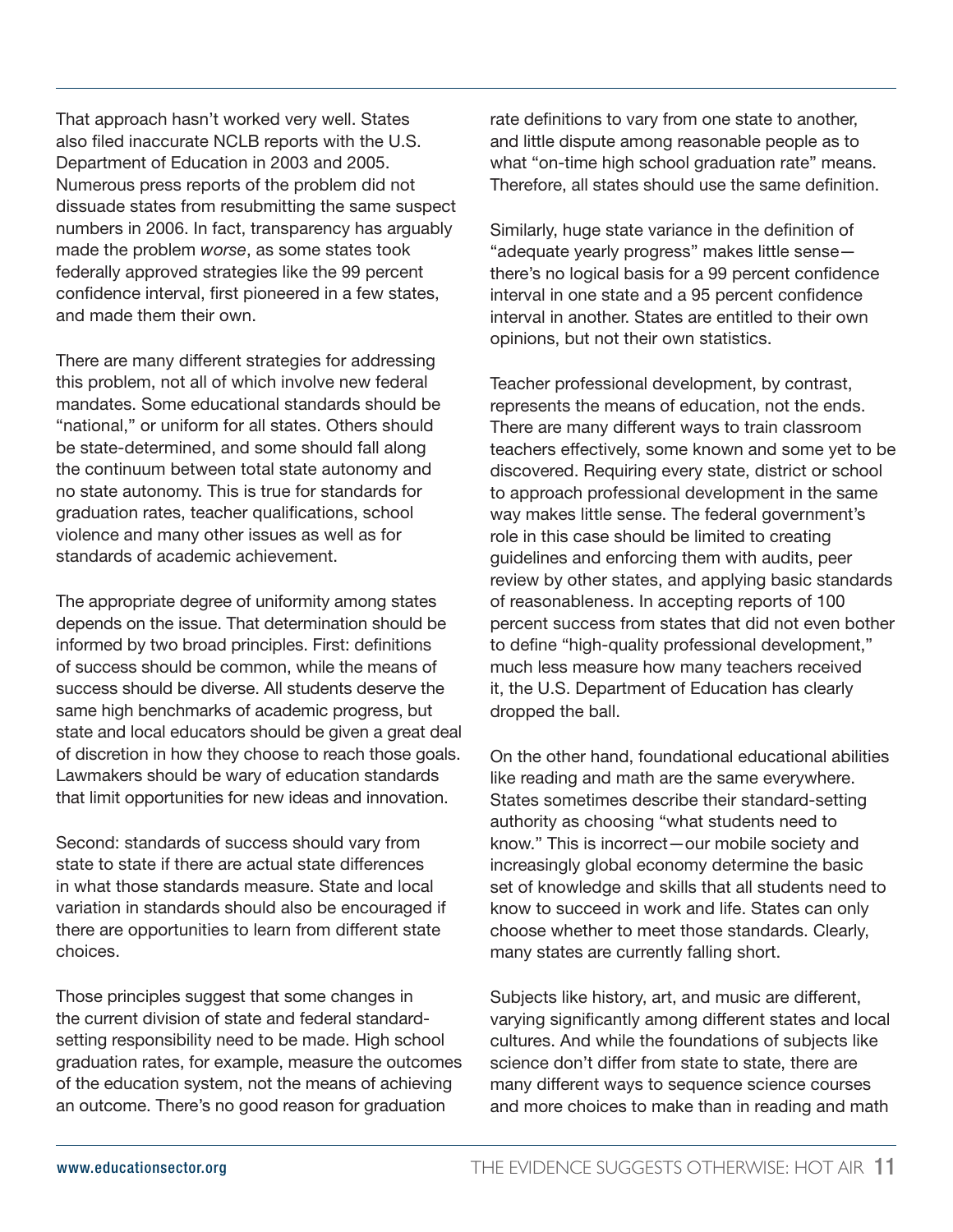That approach hasn't worked very well. States also filed inaccurate NCLB reports with the U.S. Department of Education in 2003 and 2005. Numerous press reports of the problem did not dissuade states from resubmitting the same suspect numbers in 2006. In fact, transparency has arguably made the problem *worse*, as some states took federally approved strategies like the 99 percent confidence interval, first pioneered in a few states, and made them their own.

There are many different strategies for addressing this problem, not all of which involve new federal mandates. Some educational standards should be "national," or uniform for all states. Others should be state-determined, and some should fall along the continuum between total state autonomy and no state autonomy. This is true for standards for graduation rates, teacher qualifications, school violence and many other issues as well as for standards of academic achievement.

The appropriate degree of uniformity among states depends on the issue. That determination should be informed by two broad principles. First: definitions of success should be common, while the means of success should be diverse. All students deserve the same high benchmarks of academic progress, but state and local educators should be given a great deal of discretion in how they choose to reach those goals. Lawmakers should be wary of education standards that limit opportunities for new ideas and innovation.

Second: standards of success should vary from state to state if there are actual state differences in what those standards measure. State and local variation in standards should also be encouraged if there are opportunities to learn from different state choices.

Those principles suggest that some changes in the current division of state and federal standard-setting responsibility need to be made. High school graduation rates, for example, measure the outcomes of the education system, not the means of achieving an outcome. There's no good reason for graduation rate definitions to vary from one state to another, and little dispute among reasonable people as to what "on-time high school graduation rate" means. Therefore, all states should use the same definition.

Similarly, huge state variance in the definition of "adequate yearly progress" makes little sense—there's no logical basis for a 99 percent confidence interval in one state and a 95 percent confidence interval in another. States are entitled to their own opinions, but not their own statistics.

Teacher professional development, by contrast, represents the means of education, not the ends. There are many different ways to train classroom teachers effectively, some known and some yet to be discovered. Requiring every state, district or school to approach professional development in the same way makes little sense. The federal government's role in this case should be limited to creating guidelines and enforcing them with audits, peer review by other states, and applying basic standards of reasonableness. In accepting reports of 100 percent success from states that did not even bother to define "high-quality professional development," much less measure how many teachers received it, the U.S. Department of Education has clearly dropped the ball.

On the other hand, foundational educational abilities like reading and math are the same everywhere. States sometimes describe their standard-setting authority as choosing "what students need to know." This is incorrect—our mobile society and increasingly global economy determine the basic set of knowledge and skills that all students need to know to succeed in work and life. States can only choose whether to meet those standards. Clearly, many states are currently falling short.

Subjects like history, art, and music are different, varying significantly among different states and local cultures. And while the foundations of subjects like science don't differ from state to state, there are many different ways to sequence science courses and more choices to make than in reading and math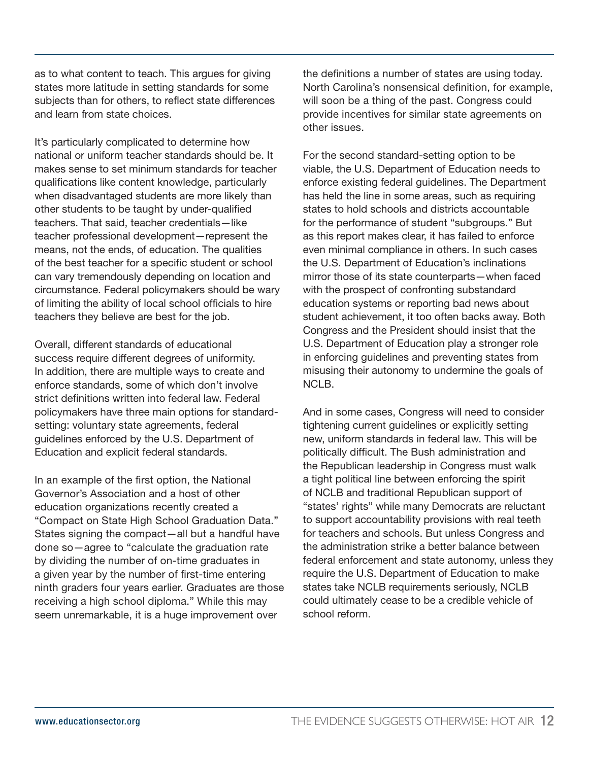as to what content to teach. This argues for giving states more latitude in setting standards for some subjects than for others, to reflect state differences and learn from state choices.

It's particularly complicated to determine how national or uniform teacher standards should be. It makes sense to set minimum standards for teacher qualifications like content knowledge, particularly when disadvantaged students are more likely than other students to be taught by under-qualified teachers. That said, teacher credentials—like teacher professional development—represent the means, not the ends, of education. The qualities of the best teacher for a specific student or school can vary tremendously depending on location and circumstance. Federal policymakers should be wary of limiting the ability of local school officials to hire teachers they believe are best for the job.

Overall, different standards of educational success require different degrees of uniformity. In addition, there are multiple ways to create and enforce standards, some of which don't involve strict definitions written into federal law. Federal policymakers have three main options for standard-setting: voluntary state agreements, federal guidelines enforced by the U.S. Department of Education and explicit federal standards.

In an example of the first option, the National Governor's Association and a host of other education organizations recently created a "Compact on State High School Graduation Data." States signing the compact—all but a handful have done so—agree to "calculate the graduation rate by dividing the number of on-time graduates in a given year by the number of first-time entering ninth graders four years earlier. Graduates are those receiving a high school diploma." While this may seem unremarkable, it is a huge improvement over the definitions a number of states are using today. North Carolina's nonsensical definition, for example, will soon be a thing of the past. Congress could provide incentives for similar state agreements on other issues.

For the second standard-setting option to be viable, the U.S. Department of Education needs to enforce existing federal guidelines. The Department has held the line in some areas, such as requiring states to hold schools and districts accountable for the performance of student "subgroups." But as this report makes clear, it has failed to enforce even minimal compliance in others. In such cases the U.S. Department of Education's inclinations mirror those of its state counterparts—when faced with the prospect of confronting substandard education systems or reporting bad news about student achievement, it too often backs away. Both Congress and the President should insist that the U.S. Department of Education play a stronger role in enforcing guidelines and preventing states from misusing their autonomy to undermine the goals of NCLB.

And in some cases, Congress will need to consider tightening current guidelines or explicitly setting new, uniform standards in federal law. This will be politically difficult. The Bush administration and the Republican leadership in Congress must walk a tight political line between enforcing the spirit of NCLB and traditional Republican support of "states' rights" while many Democrats are reluctant to support accountability provisions with real teeth for teachers and schools. But unless Congress and the administration strike a better balance between federal enforcement and state autonomy, unless they require the U.S. Department of Education to make states take NCLB requirements seriously, NCLB could ultimately cease to be a credible vehicle of school reform.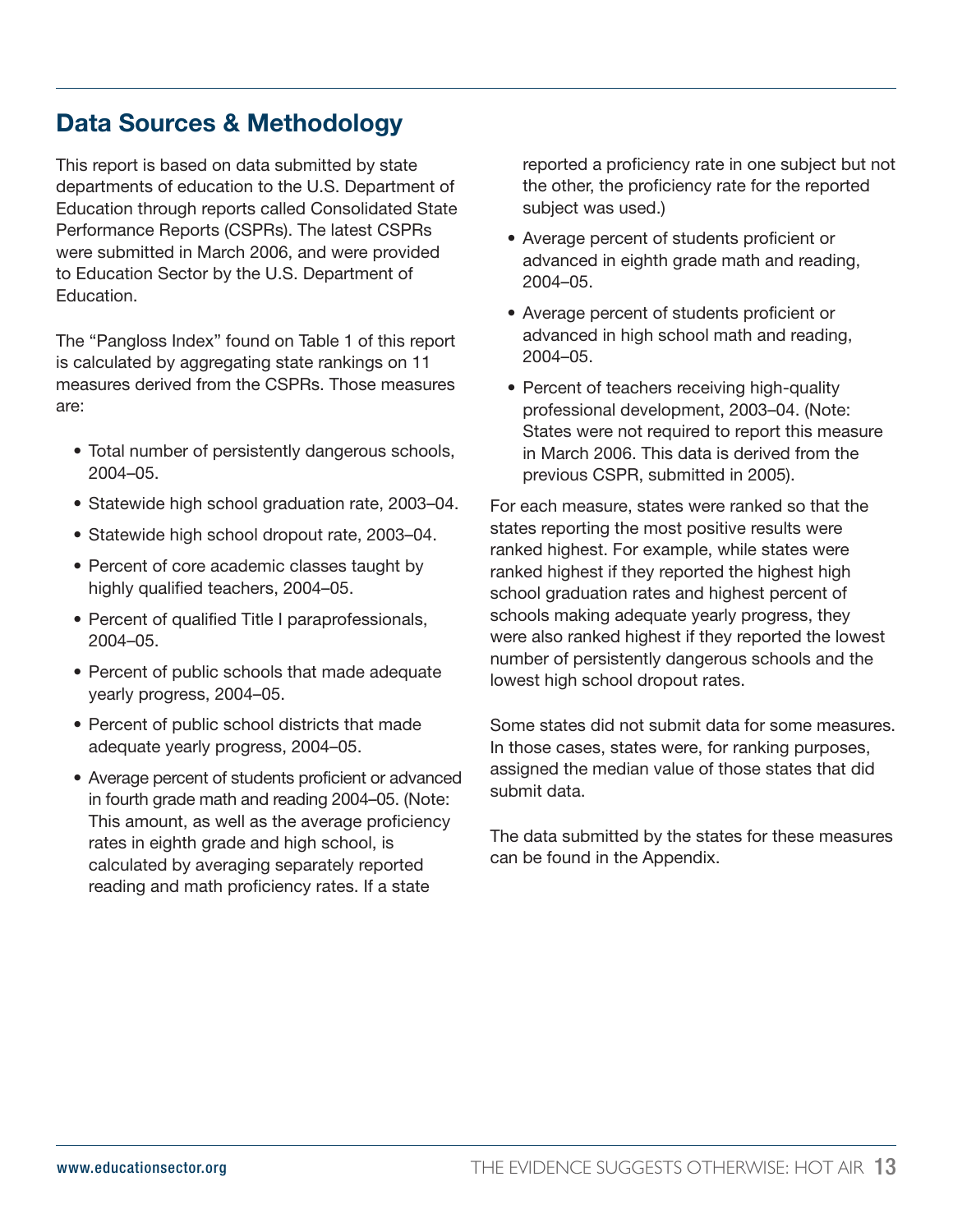## Data Sources & Methodology

This report is based on data submitted by state departments of education to the U.S. Department of Education through reports called Consolidated State Performance Reports (CSPRs). The latest CSPRs were submitted in March 2006, and were provided to Education Sector by the U.S. Department of Education.

The "Pangloss Index" found on Table 1 of this report is calculated by aggregating state rankings on 11 measures derived from the CSPRs. Those measures are:

- Total number of persistently dangerous schools, 2004–05.
- Statewide high school graduation rate, 2003–04.
- Statewide high school dropout rate, 2003–04.
- Percent of core academic classes taught by highly qualified teachers, 2004–05.
- Percent of qualified Title I paraprofessionals, 2004–05.
- Percent of public schools that made adequate yearly progress, 2004–05.
- Percent of public school districts that made adequate yearly progress, 2004–05.
- Average percent of students proficient or advanced in fourth grade math and reading 2004–05. (Note: This amount, as well as the average proficiency rates in eighth grade and high school, is calculated by averaging separately reported reading and math proficiency rates. If a state reported a proficiency rate in one subject but not the other, the proficiency rate for the reported subject was used.)
- Average percent of students proficient or advanced in eighth grade math and reading, 2004–05.
- Average percent of students proficient or advanced in high school math and reading, 2004–05.
- Percent of teachers receiving high-quality professional development, 2003–04. (Note: States were not required to report this measure in March 2006. This data is derived from the previous CSPR, submitted in 2005).

For each measure, states were ranked so that the states reporting the most positive results were ranked highest. For example, while states were ranked highest if they reported the highest high school graduation rates and highest percent of schools making adequate yearly progress, they were also ranked highest if they reported the lowest number of persistently dangerous schools and the lowest high school dropout rates.

Some states did not submit data for some measures. In those cases, states were, for ranking purposes, assigned the median value of those states that did submit data.

The data submitted by the states for these measures can be found in the Appendix.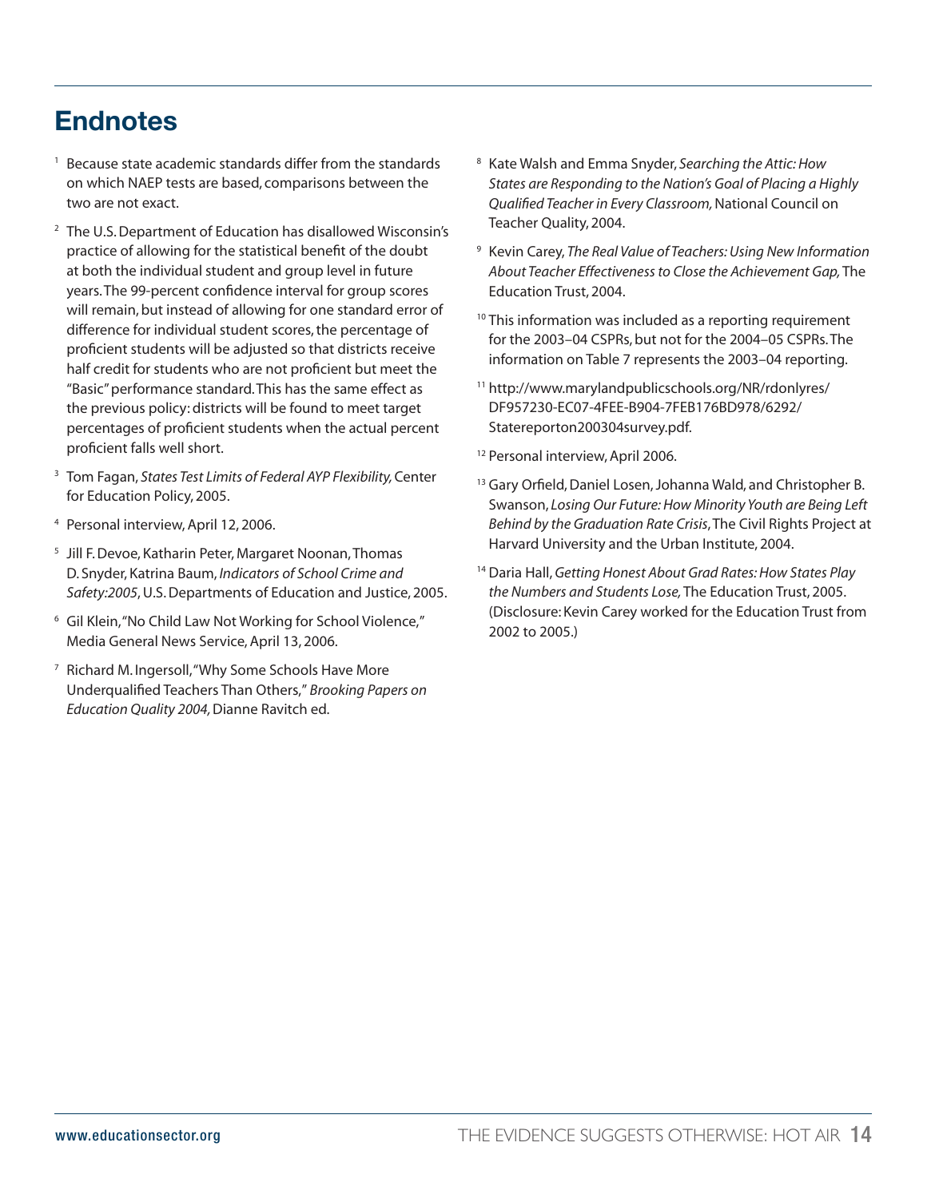## Endnotes

1. Because state academic standards differ from the standards on which NAEP tests are based, comparisons between the two are not exact.

2. The U.S. Department of Education has disallowed Wisconsin's practice of allowing for the statistical benefit of the doubt at both the individual student and group level in future years. The 99-percent confidence interval for group scores will remain, but instead of allowing for one standard error of difference for individual student scores, the percentage of proficient students will be adjusted so that districts receive half credit for students who are not proficient but meet the "Basic" performance standard. This has the same effect as the previous policy: districts will be found to meet target percentages of proficient students when the actual percent proficient falls well short.

3. Tom Fagan, *States Test Limits of Federal AYP Flexibility,* Center for Education Policy, 2005.

4. Personal interview, April 12, 2006.

5. Jill F. Devoe, Katharin Peter, Margaret Noonan, Thomas D. Snyder, Katrina Baum, *Indicators of School Crime and Safety:2005*, U.S. Departments of Education and Justice, 2005.

6. Gil Klein, "No Child Law Not Working for School Violence," Media General News Service, April 13, 2006.

7. Richard M. Ingersoll, "Why Some Schools Have More Underqualified Teachers Than Others," *Brooking Papers on Education Quality 2004,* Dianne Ravitch ed.

8. Kate Walsh and Emma Snyder, *Searching the Attic: How States are Responding to the Nation's Goal of Placing a Highly Qualified Teacher in Every Classroom,* National Council on Teacher Quality, 2004.

9. Kevin Carey, *The Real Value of Teachers: Using New Information About Teacher Effectiveness to Close the Achievement Gap,* The Education Trust, 2004.

10. This information was included as a reporting requirement for the 2003–04 CSPRs, but not for the 2004–05 CSPRs. The information on Table 7 represents the 2003–04 reporting.

11. http://www.marylandpublicschools.org/NR/rdonlyres/DF957230-EC07-4FEE-B904-7FEB176BD978/6292/Statereporton200304survey.pdf.

12. Personal interview, April 2006.

13. Gary Orfield, Daniel Losen, Johanna Wald, and Christopher B. Swanson, *Losing Our Future: How Minority Youth are Being Left Behind by the Graduation Rate Crisis*, The Civil Rights Project at Harvard University and the Urban Institute, 2004.

14. Daria Hall, *Getting Honest About Grad Rates: How States Play the Numbers and Students Lose,* The Education Trust, 2005. (Disclosure: Kevin Carey worked for the Education Trust from 2002 to 2005.)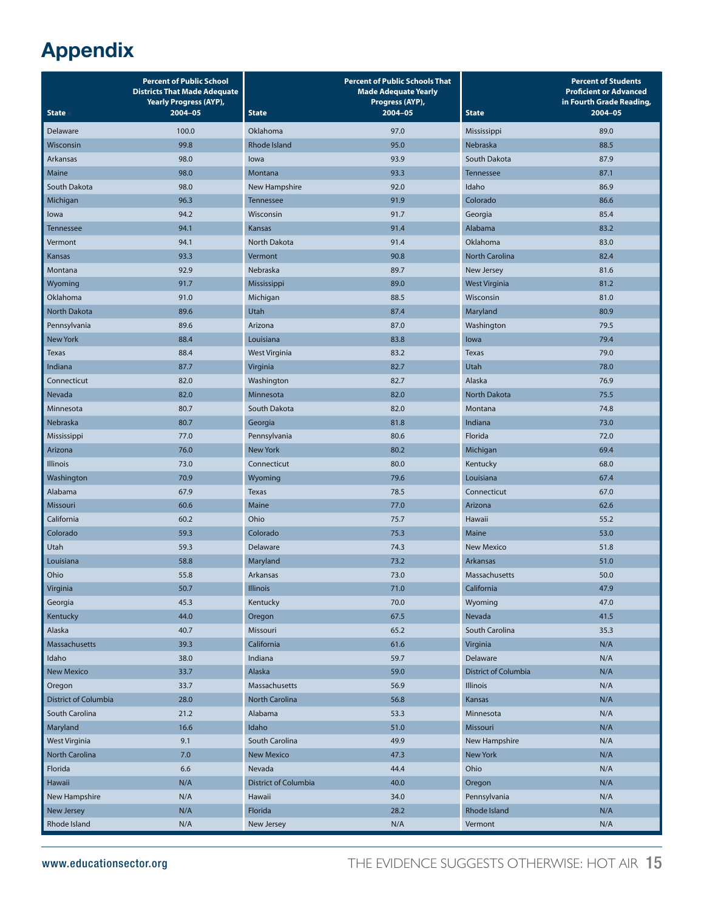# Appendix

| State | Percent of Public School Districts That Made Adequate Yearly Progress (AYP), 2004–05 | State | Percent of Public Schools That Made Adequate Yearly Progress (AYP), 2004–05 | State | Percent of Students Proficient or Advanced in Fourth Grade Reading, 2004–05 |
|---|---|---|---|---|---|
| Delaware | 100.0 | Oklahoma | 97.0 | Mississippi | 89.0 |
| Wisconsin | 99.8 | Rhode Island | 95.0 | Nebraska | 88.5 |
| Arkansas | 98.0 | Iowa | 93.9 | South Dakota | 87.9 |
| Maine | 98.0 | Montana | 93.3 | Tennessee | 87.1 |
| South Dakota | 98.0 | New Hampshire | 92.0 | Idaho | 86.9 |
| Michigan | 96.3 | Tennessee | 91.9 | Colorado | 86.6 |
| Iowa | 94.2 | Wisconsin | 91.7 | Georgia | 85.4 |
| Tennessee | 94.1 | Kansas | 91.4 | Alabama | 83.2 |
| Vermont | 94.1 | North Dakota | 91.4 | Oklahoma | 83.0 |
| Kansas | 93.3 | Vermont | 90.8 | North Carolina | 82.4 |
| Montana | 92.9 | Nebraska | 89.7 | New Jersey | 81.6 |
| Wyoming | 91.7 | Mississippi | 89.0 | West Virginia | 81.2 |
| Oklahoma | 91.0 | Michigan | 88.5 | Wisconsin | 81.0 |
| North Dakota | 89.6 | Utah | 87.4 | Maryland | 80.9 |
| Pennsylvania | 89.6 | Arizona | 87.0 | Washington | 79.5 |
| New York | 88.4 | Louisiana | 83.8 | Iowa | 79.4 |
| Texas | 88.4 | West Virginia | 83.2 | Texas | 79.0 |
| Indiana | 87.7 | Virginia | 82.7 | Utah | 78.0 |
| Connecticut | 82.0 | Washington | 82.7 | Alaska | 76.9 |
| Nevada | 82.0 | Minnesota | 82.0 | North Dakota | 75.5 |
| Minnesota | 80.7 | South Dakota | 82.0 | Montana | 74.8 |
| Nebraska | 80.7 | Georgia | 81.8 | Indiana | 73.0 |
| Mississippi | 77.0 | Pennsylvania | 80.6 | Florida | 72.0 |
| Arizona | 76.0 | New York | 80.2 | Michigan | 69.4 |
| Illinois | 73.0 | Connecticut | 80.0 | Kentucky | 68.0 |
| Washington | 70.9 | Wyoming | 79.6 | Louisiana | 67.4 |
| Alabama | 67.9 | Texas | 78.5 | Connecticut | 67.0 |
| Missouri | 60.6 | Maine | 77.0 | Arizona | 62.6 |
| California | 60.2 | Ohio | 75.7 | Hawaii | 55.2 |
| Colorado | 59.3 | Colorado | 75.3 | Maine | 53.0 |
| Utah | 59.3 | Delaware | 74.3 | New Mexico | 51.8 |
| Louisiana | 58.8 | Maryland | 73.2 | Arkansas | 51.0 |
| Ohio | 55.8 | Arkansas | 73.0 | Massachusetts | 50.0 |
| Virginia | 50.7 | Illinois | 71.0 | California | 47.9 |
| Georgia | 45.3 | Kentucky | 70.0 | Wyoming | 47.0 |
| Kentucky | 44.0 | Oregon | 67.5 | Nevada | 41.5 |
| Alaska | 40.7 | Missouri | 65.2 | South Carolina | 35.3 |
| Massachusetts | 39.3 | California | 61.6 | Virginia | N/A |
| Idaho | 38.0 | Indiana | 59.7 | Delaware | N/A |
| New Mexico | 33.7 | Alaska | 59.0 | District of Columbia | N/A |
| Oregon | 33.7 | Massachusetts | 56.9 | Illinois | N/A |
| District of Columbia | 28.0 | North Carolina | 56.8 | Kansas | N/A |
| South Carolina | 21.2 | Alabama | 53.3 | Minnesota | N/A |
| Maryland | 16.6 | Idaho | 51.0 | Missouri | N/A |
| West Virginia | 9.1 | South Carolina | 49.9 | New Hampshire | N/A |
| North Carolina | 7.0 | New Mexico | 47.3 | New York | N/A |
| Florida | 6.6 | Nevada | 44.4 | Ohio | N/A |
| Hawaii | N/A | District of Columbia | 40.0 | Oregon | N/A |
| New Hampshire | N/A | Hawaii | 34.0 | Pennsylvania | N/A |
| New Jersey | N/A | Florida | 28.2 | Rhode Island | N/A |
| Rhode Island | N/A | New Jersey | N/A | Vermont | N/A |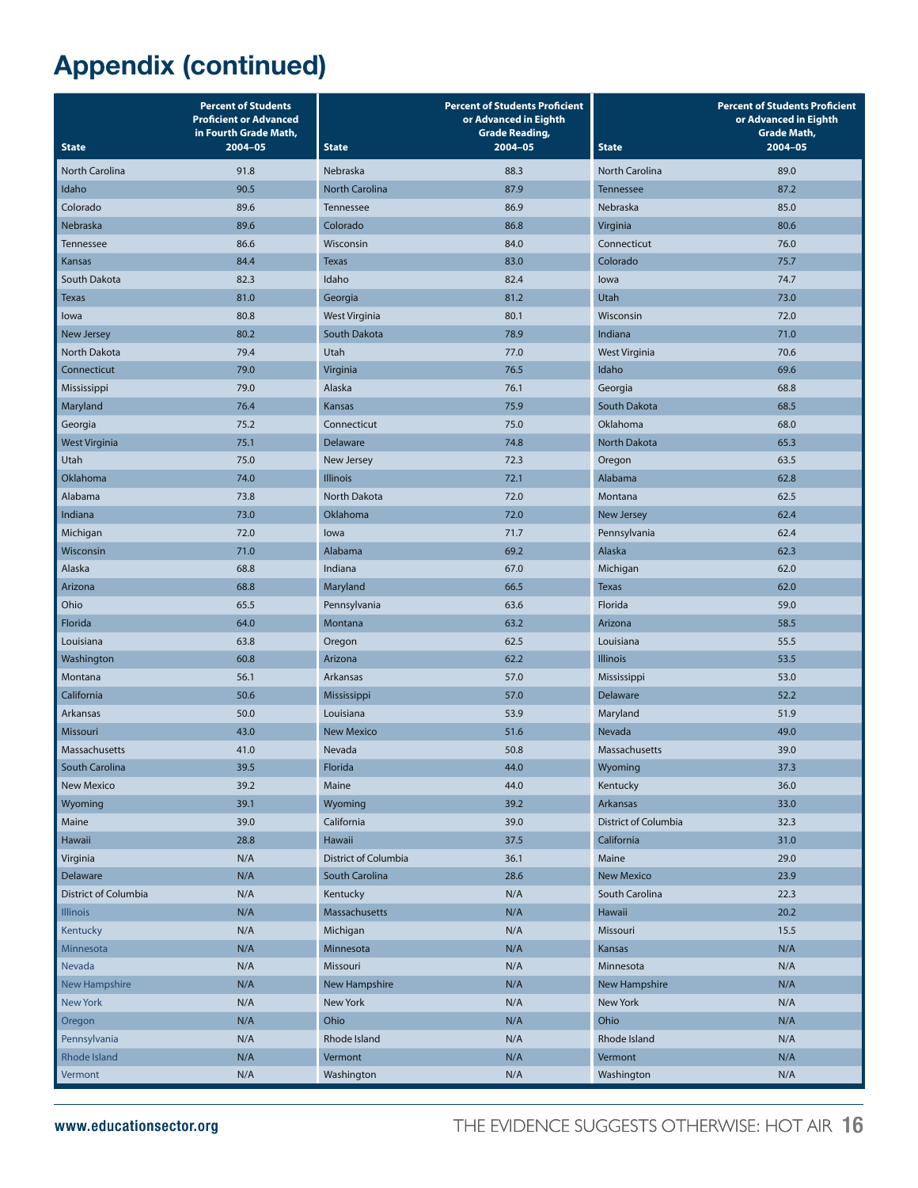# Appendix (continued)

| State | Percent of Students Proficient or Advanced in Fourth Grade Math, 2004–05 | State | Percent of Students Proficient or Advanced in Eighth Grade Reading, 2004–05 | State | Percent of Students Proficient or Advanced in Eighth Grade Math, 2004–05 |
|---|---|---|---|---|---|
| North Carolina | 91.8 | Nebraska | 88.3 | North Carolina | 89.0 |
| Idaho | 90.5 | North Carolina | 87.9 | Tennessee | 87.2 |
| Colorado | 89.6 | Tennessee | 86.9 | Nebraska | 85.0 |
| Nebraska | 89.6 | Colorado | 86.8 | Virginia | 80.6 |
| Tennessee | 86.6 | Wisconsin | 84.0 | Connecticut | 76.0 |
| Kansas | 84.4 | Texas | 83.0 | Colorado | 75.7 |
| South Dakota | 82.3 | Idaho | 82.4 | Iowa | 74.7 |
| Texas | 81.0 | Georgia | 81.2 | Utah | 73.0 |
| Iowa | 80.8 | West Virginia | 80.1 | Wisconsin | 72.0 |
| New Jersey | 80.2 | South Dakota | 78.9 | Indiana | 71.0 |
| North Dakota | 79.4 | Utah | 77.0 | West Virginia | 70.6 |
| Connecticut | 79.0 | Virginia | 76.5 | Idaho | 69.6 |
| Mississippi | 79.0 | Alaska | 76.1 | Georgia | 68.8 |
| Maryland | 76.4 | Kansas | 75.9 | South Dakota | 68.5 |
| Georgia | 75.2 | Connecticut | 75.0 | Oklahoma | 68.0 |
| West Virginia | 75.1 | Delaware | 74.8 | North Dakota | 65.3 |
| Utah | 75.0 | New Jersey | 72.3 | Oregon | 63.5 |
| Oklahoma | 74.0 | Illinois | 72.1 | Alabama | 62.8 |
| Alabama | 73.8 | North Dakota | 72.0 | Montana | 62.5 |
| Indiana | 73.0 | Oklahoma | 72.0 | New Jersey | 62.4 |
| Michigan | 72.0 | Iowa | 71.7 | Pennsylvania | 62.4 |
| Wisconsin | 71.0 | Alabama | 69.2 | Alaska | 62.3 |
| Alaska | 68.8 | Indiana | 67.0 | Michigan | 62.0 |
| Arizona | 68.8 | Maryland | 66.5 | Texas | 62.0 |
| Ohio | 65.5 | Pennsylvania | 63.6 | Florida | 59.0 |
| Florida | 64.0 | Montana | 63.2 | Arizona | 58.5 |
| Louisiana | 63.8 | Oregon | 62.5 | Louisiana | 55.5 |
| Washington | 60.8 | Arizona | 62.2 | Illinois | 53.5 |
| Montana | 56.1 | Arkansas | 57.0 | Mississippi | 53.0 |
| California | 50.6 | Mississippi | 57.0 | Delaware | 52.2 |
| Arkansas | 50.0 | Louisiana | 53.9 | Maryland | 51.9 |
| Missouri | 43.0 | New Mexico | 51.6 | Nevada | 49.0 |
| Massachusetts | 41.0 | Nevada | 50.8 | Massachusetts | 39.0 |
| South Carolina | 39.5 | Florida | 44.0 | Wyoming | 37.3 |
| New Mexico | 39.2 | Maine | 44.0 | Kentucky | 36.0 |
| Wyoming | 39.1 | Wyoming | 39.2 | Arkansas | 33.0 |
| Maine | 39.0 | California | 39.0 | District of Columbia | 32.3 |
| Hawaii | 28.8 | Hawaii | 37.5 | California | 31.0 |
| Virginia | N/A | District of Columbia | 36.1 | Maine | 29.0 |
| Delaware | N/A | South Carolina | 28.6 | New Mexico | 23.9 |
| District of Columbia | N/A | Kentucky | N/A | South Carolina | 22.3 |
| Illinois | N/A | Massachusetts | N/A | Hawaii | 20.2 |
| Kentucky | N/A | Michigan | N/A | Missouri | 15.5 |
| Minnesota | N/A | Minnesota | N/A | Kansas | N/A |
| Nevada | N/A | Missouri | N/A | Minnesota | N/A |
| New Hampshire | N/A | New Hampshire | N/A | New Hampshire | N/A |
| New York | N/A | New York | N/A | New York | N/A |
| Oregon | N/A | Ohio | N/A | Ohio | N/A |
| Pennsylvania | N/A | Rhode Island | N/A | Rhode Island | N/A |
| Rhode Island | N/A | Vermont | N/A | Vermont | N/A |
| Vermont | N/A | Washington | N/A | Washington | N/A |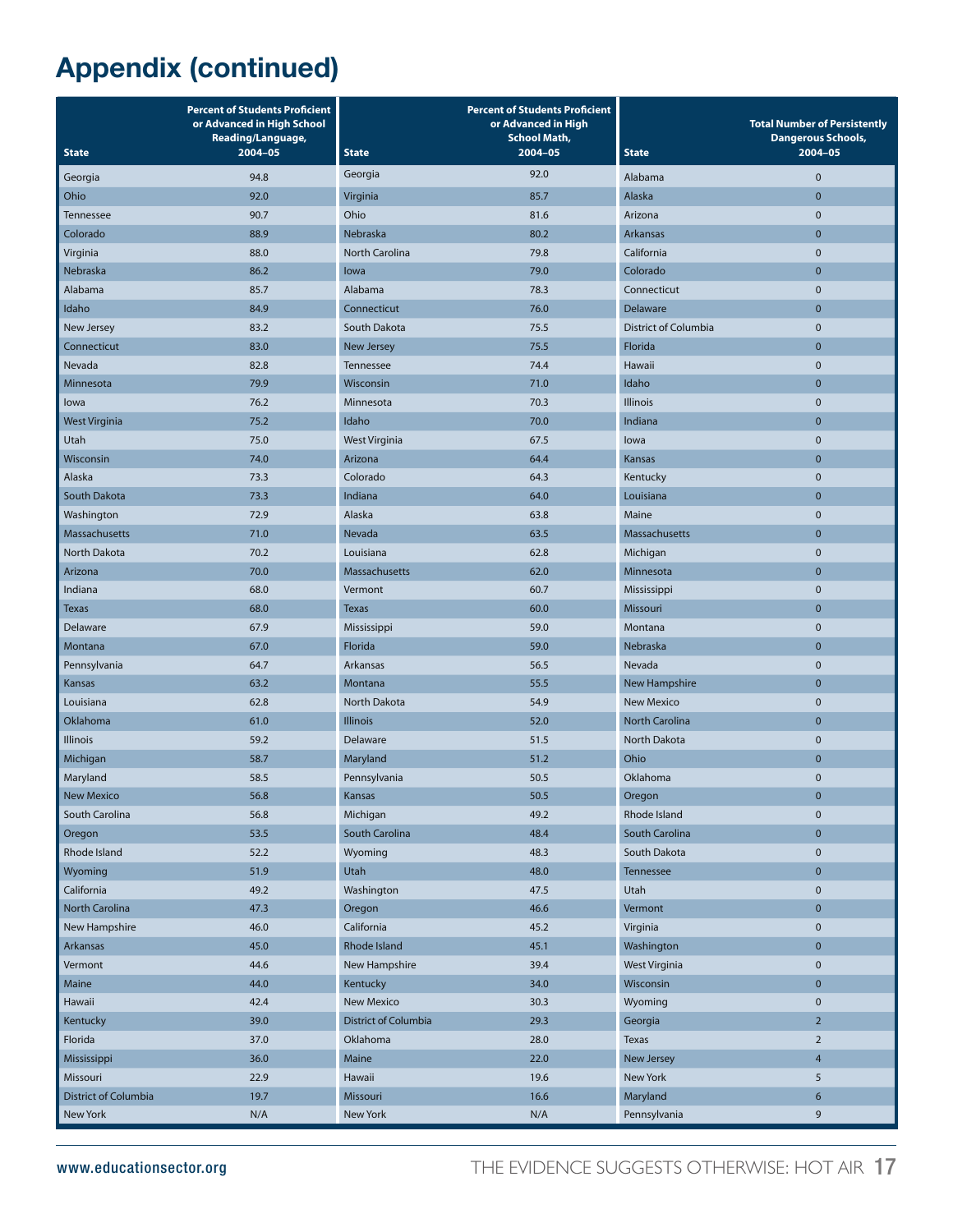# Appendix (continued)

| State | Percent of Students Proficient or Advanced in High School Reading/Language, 2004–05 | State | Percent of Students Proficient or Advanced in High School Math, 2004–05 | State | Total Number of Persistently Dangerous Schools, 2004–05 |
|---|---|---|---|---|---|
| Georgia | 94.8 | Georgia | 92.0 | Alabama | 0 |
| Ohio | 92.0 | Virginia | 85.7 | Alaska | 0 |
| Tennessee | 90.7 | Ohio | 81.6 | Arizona | 0 |
| Colorado | 88.9 | Nebraska | 80.2 | Arkansas | 0 |
| Virginia | 88.0 | North Carolina | 79.8 | California | 0 |
| Nebraska | 86.2 | Iowa | 79.0 | Colorado | 0 |
| Alabama | 85.7 | Alabama | 78.3 | Connecticut | 0 |
| Idaho | 84.9 | Connecticut | 76.0 | Delaware | 0 |
| New Jersey | 83.2 | South Dakota | 75.5 | District of Columbia | 0 |
| Connecticut | 83.0 | New Jersey | 75.5 | Florida | 0 |
| Nevada | 82.8 | Tennessee | 74.4 | Hawaii | 0 |
| Minnesota | 79.9 | Wisconsin | 71.0 | Idaho | 0 |
| Iowa | 76.2 | Minnesota | 70.3 | Illinois | 0 |
| West Virginia | 75.2 | Idaho | 70.0 | Indiana | 0 |
| Utah | 75.0 | West Virginia | 67.5 | Iowa | 0 |
| Wisconsin | 74.0 | Arizona | 64.4 | Kansas | 0 |
| Alaska | 73.3 | Colorado | 64.3 | Kentucky | 0 |
| South Dakota | 73.3 | Indiana | 64.0 | Louisiana | 0 |
| Washington | 72.9 | Alaska | 63.8 | Maine | 0 |
| Massachusetts | 71.0 | Nevada | 63.5 | Massachusetts | 0 |
| North Dakota | 70.2 | Louisiana | 62.8 | Michigan | 0 |
| Arizona | 70.0 | Massachusetts | 62.0 | Minnesota | 0 |
| Indiana | 68.0 | Vermont | 60.7 | Mississippi | 0 |
| Texas | 68.0 | Texas | 60.0 | Missouri | 0 |
| Delaware | 67.9 | Mississippi | 59.0 | Montana | 0 |
| Montana | 67.0 | Florida | 59.0 | Nebraska | 0 |
| Pennsylvania | 64.7 | Arkansas | 56.5 | Nevada | 0 |
| Kansas | 63.2 | Montana | 55.5 | New Hampshire | 0 |
| Louisiana | 62.8 | North Dakota | 54.9 | New Mexico | 0 |
| Oklahoma | 61.0 | Illinois | 52.0 | North Carolina | 0 |
| Illinois | 59.2 | Delaware | 51.5 | North Dakota | 0 |
| Michigan | 58.7 | Maryland | 51.2 | Ohio | 0 |
| Maryland | 58.5 | Pennsylvania | 50.5 | Oklahoma | 0 |
| New Mexico | 56.8 | Kansas | 50.5 | Oregon | 0 |
| South Carolina | 56.8 | Michigan | 49.2 | Rhode Island | 0 |
| Oregon | 53.5 | South Carolina | 48.4 | South Carolina | 0 |
| Rhode Island | 52.2 | Wyoming | 48.3 | South Dakota | 0 |
| Wyoming | 51.9 | Utah | 48.0 | Tennessee | 0 |
| California | 49.2 | Washington | 47.5 | Utah | 0 |
| North Carolina | 47.3 | Oregon | 46.6 | Vermont | 0 |
| New Hampshire | 46.0 | California | 45.2 | Virginia | 0 |
| Arkansas | 45.0 | Rhode Island | 45.1 | Washington | 0 |
| Vermont | 44.6 | New Hampshire | 39.4 | West Virginia | 0 |
| Maine | 44.0 | Kentucky | 34.0 | Wisconsin | 0 |
| Hawaii | 42.4 | New Mexico | 30.3 | Wyoming | 0 |
| Kentucky | 39.0 | District of Columbia | 29.3 | Georgia | 2 |
| Florida | 37.0 | Oklahoma | 28.0 | Texas | 2 |
| Mississippi | 36.0 | Maine | 22.0 | New Jersey | 4 |
| Missouri | 22.9 | Hawaii | 19.6 | New York | 5 |
| District of Columbia | 19.7 | Missouri | 16.6 | Maryland | 6 |
| New York | N/A | New York | N/A | Pennsylvania | 9 |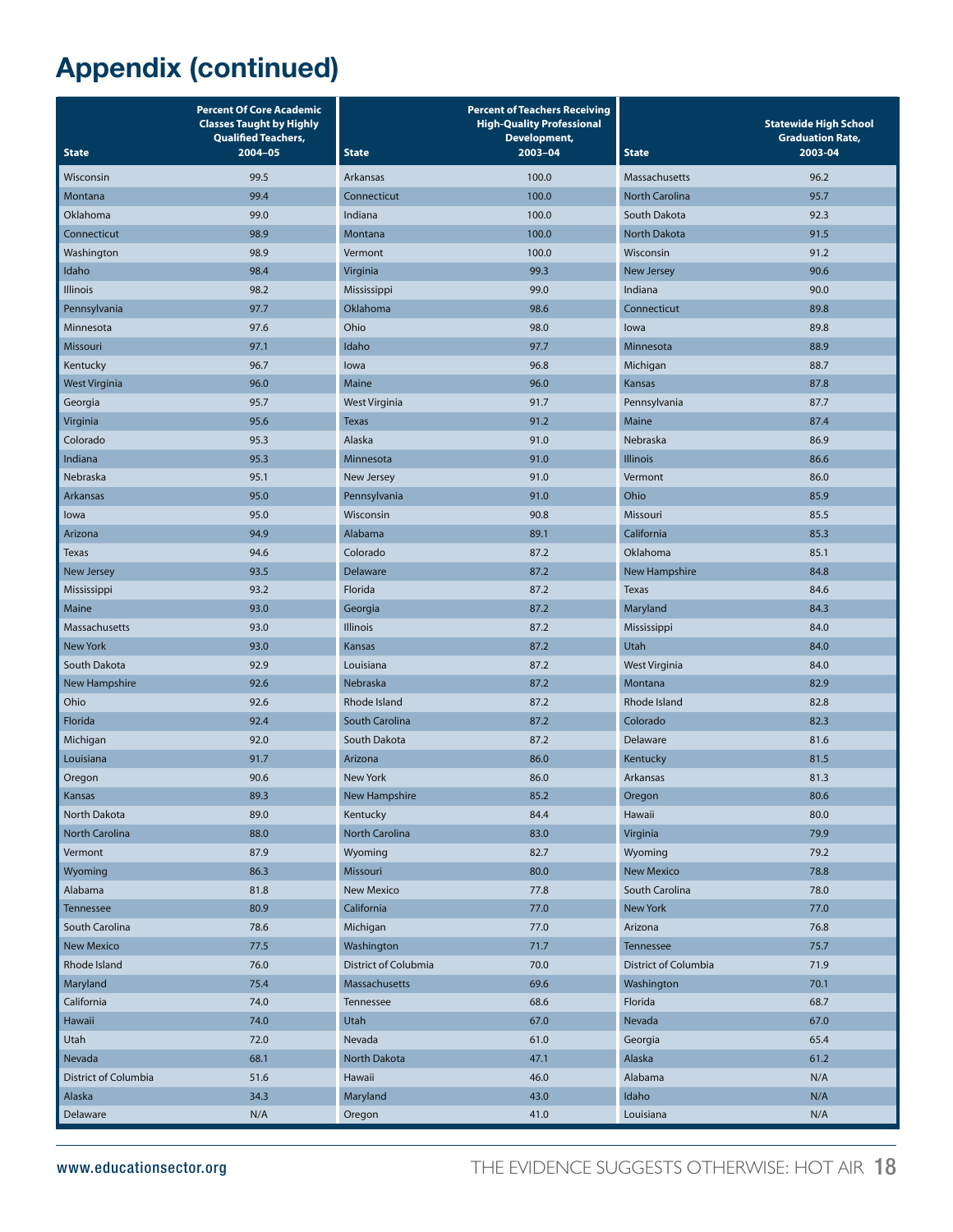# Appendix (continued)

| State | Percent Of Core Academic Classes Taught by Highly Qualified Teachers, 2004–05 | State | Percent of Teachers Receiving High-Quality Professional Development, 2003–04 | State | Statewide High School Graduation Rate, 2003-04 |
|---|---|---|---|---|---|
| Wisconsin | 99.5 | Arkansas | 100.0 | Massachusetts | 96.2 |
| Montana | 99.4 | Connecticut | 100.0 | North Carolina | 95.7 |
| Oklahoma | 99.0 | Indiana | 100.0 | South Dakota | 92.3 |
| Connecticut | 98.9 | Montana | 100.0 | North Dakota | 91.5 |
| Washington | 98.9 | Vermont | 100.0 | Wisconsin | 91.2 |
| Idaho | 98.4 | Virginia | 99.3 | New Jersey | 90.6 |
| Illinois | 98.2 | Mississippi | 99.0 | Indiana | 90.0 |
| Pennsylvania | 97.7 | Oklahoma | 98.6 | Connecticut | 89.8 |
| Minnesota | 97.6 | Ohio | 98.0 | Iowa | 89.8 |
| Missouri | 97.1 | Idaho | 97.7 | Minnesota | 88.9 |
| Kentucky | 96.7 | Iowa | 96.8 | Michigan | 88.7 |
| West Virginia | 96.0 | Maine | 96.0 | Kansas | 87.8 |
| Georgia | 95.7 | West Virginia | 91.7 | Pennsylvania | 87.7 |
| Virginia | 95.6 | Texas | 91.2 | Maine | 87.4 |
| Colorado | 95.3 | Alaska | 91.0 | Nebraska | 86.9 |
| Indiana | 95.3 | Minnesota | 91.0 | Illinois | 86.6 |
| Nebraska | 95.1 | New Jersey | 91.0 | Vermont | 86.0 |
| Arkansas | 95.0 | Pennsylvania | 91.0 | Ohio | 85.9 |
| Iowa | 95.0 | Wisconsin | 90.8 | Missouri | 85.5 |
| Arizona | 94.9 | Alabama | 89.1 | California | 85.3 |
| Texas | 94.6 | Colorado | 87.2 | Oklahoma | 85.1 |
| New Jersey | 93.5 | Delaware | 87.2 | New Hampshire | 84.8 |
| Mississippi | 93.2 | Florida | 87.2 | Texas | 84.6 |
| Maine | 93.0 | Georgia | 87.2 | Maryland | 84.3 |
| Massachusetts | 93.0 | Illinois | 87.2 | Mississippi | 84.0 |
| New York | 93.0 | Kansas | 87.2 | Utah | 84.0 |
| South Dakota | 92.9 | Louisiana | 87.2 | West Virginia | 84.0 |
| New Hampshire | 92.6 | Nebraska | 87.2 | Montana | 82.9 |
| Ohio | 92.6 | Rhode Island | 87.2 | Rhode Island | 82.8 |
| Florida | 92.4 | South Carolina | 87.2 | Colorado | 82.3 |
| Michigan | 92.0 | South Dakota | 87.2 | Delaware | 81.6 |
| Louisiana | 91.7 | Arizona | 86.0 | Kentucky | 81.5 |
| Oregon | 90.6 | New York | 86.0 | Arkansas | 81.3 |
| Kansas | 89.3 | New Hampshire | 85.2 | Oregon | 80.6 |
| North Dakota | 89.0 | Kentucky | 84.4 | Hawaii | 80.0 |
| North Carolina | 88.0 | North Carolina | 83.0 | Virginia | 79.9 |
| Vermont | 87.9 | Wyoming | 82.7 | Wyoming | 79.2 |
| Wyoming | 86.3 | Missouri | 80.0 | New Mexico | 78.8 |
| Alabama | 81.8 | New Mexico | 77.8 | South Carolina | 78.0 |
| Tennessee | 80.9 | California | 77.0 | New York | 77.0 |
| South Carolina | 78.6 | Michigan | 77.0 | Arizona | 76.8 |
| New Mexico | 77.5 | Washington | 71.7 | Tennessee | 75.7 |
| Rhode Island | 76.0 | District of Columbia | 70.0 | District of Columbia | 71.9 |
| Maryland | 75.4 | Massachusetts | 69.6 | Washington | 70.1 |
| California | 74.0 | Tennessee | 68.6 | Florida | 68.7 |
| Hawaii | 74.0 | Utah | 67.0 | Nevada | 67.0 |
| Utah | 72.0 | Nevada | 61.0 | Georgia | 65.4 |
| Nevada | 68.1 | North Dakota | 47.1 | Alaska | 61.2 |
| District of Columbia | 51.6 | Hawaii | 46.0 | Alabama | N/A |
| Alaska | 34.3 | Maryland | 43.0 | Idaho | N/A |
| Delaware | N/A | Oregon | 41.0 | Louisiana | N/A |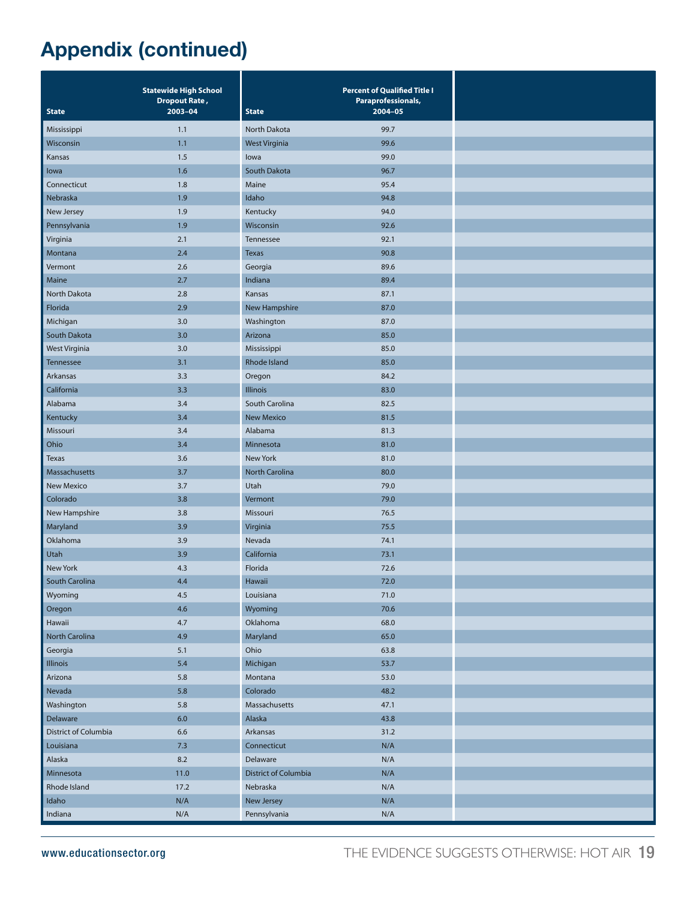# Appendix (continued)

| State | Statewide High School Dropout Rate, 2003–04 | State | Percent of Qualified Title I Paraprofessionals, 2004–05 | |
|---|---|---|---|---|
| Mississippi | 1.1 | North Dakota | 99.7 | |
| Wisconsin | 1.1 | West Virginia | 99.6 | |
| Kansas | 1.5 | Iowa | 99.0 | |
| Iowa | 1.6 | South Dakota | 96.7 | |
| Connecticut | 1.8 | Maine | 95.4 | |
| Nebraska | 1.9 | Idaho | 94.8 | |
| New Jersey | 1.9 | Kentucky | 94.0 | |
| Pennsylvania | 1.9 | Wisconsin | 92.6 | |
| Virginia | 2.1 | Tennessee | 92.1 | |
| Montana | 2.4 | Texas | 90.8 | |
| Vermont | 2.6 | Georgia | 89.6 | |
| Maine | 2.7 | Indiana | 89.4 | |
| North Dakota | 2.8 | Kansas | 87.1 | |
| Florida | 2.9 | New Hampshire | 87.0 | |
| Michigan | 3.0 | Washington | 87.0 | |
| South Dakota | 3.0 | Arizona | 85.0 | |
| West Virginia | 3.0 | Mississippi | 85.0 | |
| Tennessee | 3.1 | Rhode Island | 85.0 | |
| Arkansas | 3.3 | Oregon | 84.2 | |
| California | 3.3 | Illinois | 83.0 | |
| Alabama | 3.4 | South Carolina | 82.5 | |
| Kentucky | 3.4 | New Mexico | 81.5 | |
| Missouri | 3.4 | Alabama | 81.3 | |
| Ohio | 3.4 | Minnesota | 81.0 | |
| Texas | 3.6 | New York | 81.0 | |
| Massachusetts | 3.7 | North Carolina | 80.0 | |
| New Mexico | 3.7 | Utah | 79.0 | |
| Colorado | 3.8 | Vermont | 79.0 | |
| New Hampshire | 3.8 | Missouri | 76.5 | |
| Maryland | 3.9 | Virginia | 75.5 | |
| Oklahoma | 3.9 | Nevada | 74.1 | |
| Utah | 3.9 | California | 73.1 | |
| New York | 4.3 | Florida | 72.6 | |
| South Carolina | 4.4 | Hawaii | 72.0 | |
| Wyoming | 4.5 | Louisiana | 71.0 | |
| Oregon | 4.6 | Wyoming | 70.6 | |
| Hawaii | 4.7 | Oklahoma | 68.0 | |
| North Carolina | 4.9 | Maryland | 65.0 | |
| Georgia | 5.1 | Ohio | 63.8 | |
| Illinois | 5.4 | Michigan | 53.7 | |
| Arizona | 5.8 | Montana | 53.0 | |
| Nevada | 5.8 | Colorado | 48.2 | |
| Washington | 5.8 | Massachusetts | 47.1 | |
| Delaware | 6.0 | Alaska | 43.8 | |
| District of Columbia | 6.6 | Arkansas | 31.2 | |
| Louisiana | 7.3 | Connecticut | N/A | |
| Alaska | 8.2 | Delaware | N/A | |
| Minnesota | 11.0 | District of Columbia | N/A | |
| Rhode Island | 17.2 | Nebraska | N/A | |
| Idaho | N/A | New Jersey | N/A | |
| Indiana | N/A | Pennsylvania | N/A | |